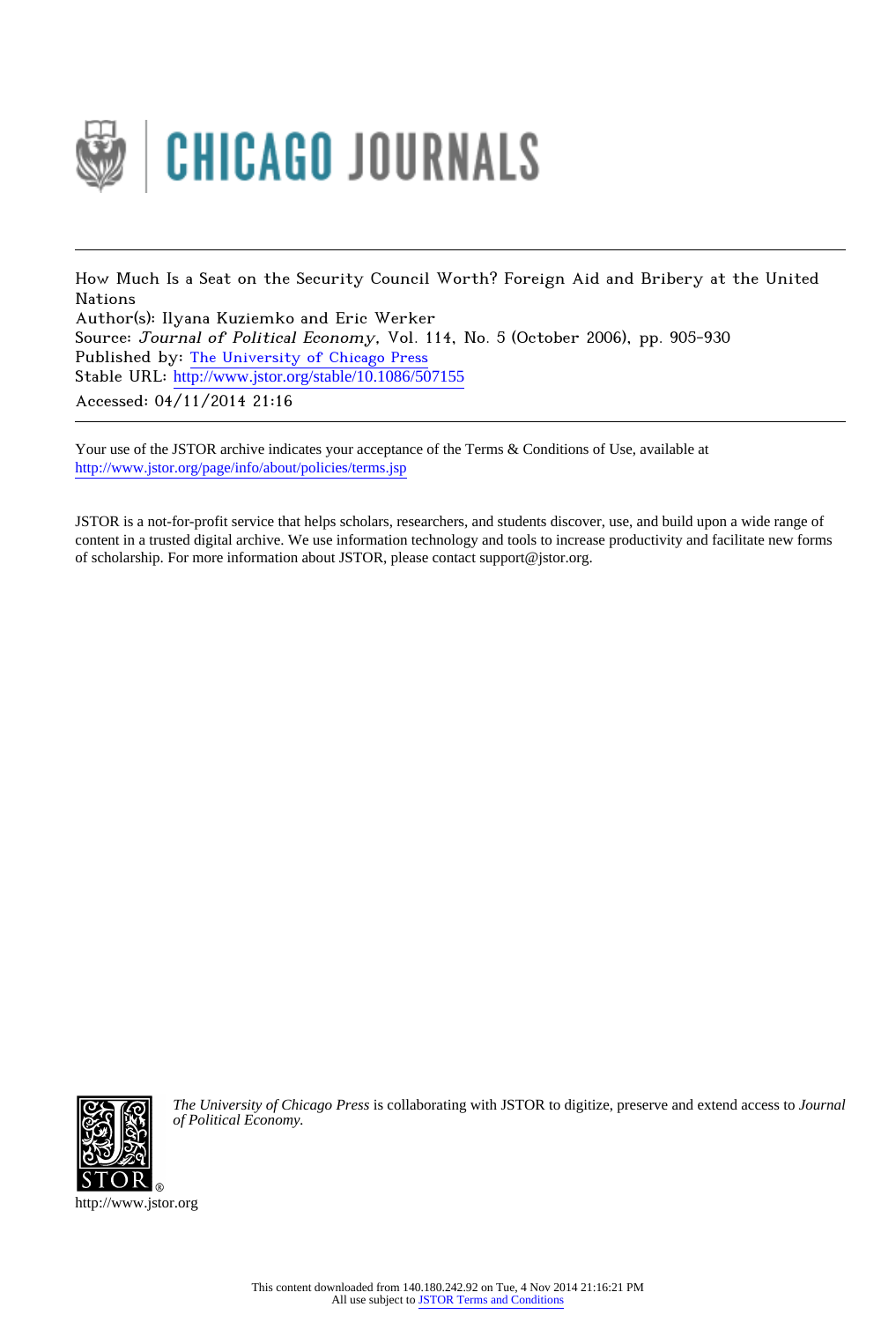CHICAGO JOURNALS

How Much Is a Seat on the Security Council Worth? Foreign Aid and Bribery at the United Nations
Author(s): Ilyana Kuziemko and Eric Werker
Source: *Journal of Political Economy*, Vol. 114, No. 5 (October 2006), pp. 905-930
Published by: The University of Chicago Press
Stable URL: http://www.jstor.org/stable/10.1086/507155
Accessed: 04/11/2014 21:16

Your use of the JSTOR archive indicates your acceptance of the Terms & Conditions of Use, available at http://www.jstor.org/page/info/about/policies/terms.jsp

JSTOR is a not-for-profit service that helps scholars, researchers, and students discover, use, and build upon a wide range of content in a trusted digital archive. We use information technology and tools to increase productivity and facilitate new forms of scholarship. For more information about JSTOR, please contact support@jstor.org.

*The University of Chicago Press* is collaborating with JSTOR to digitize, preserve and extend access to *Journal of Political Economy.*

http://www.jstor.org

This content downloaded from 140.180.242.92 on Tue, 4 Nov 2014 21:16:21 PM
All use subject to JSTOR Terms and Conditions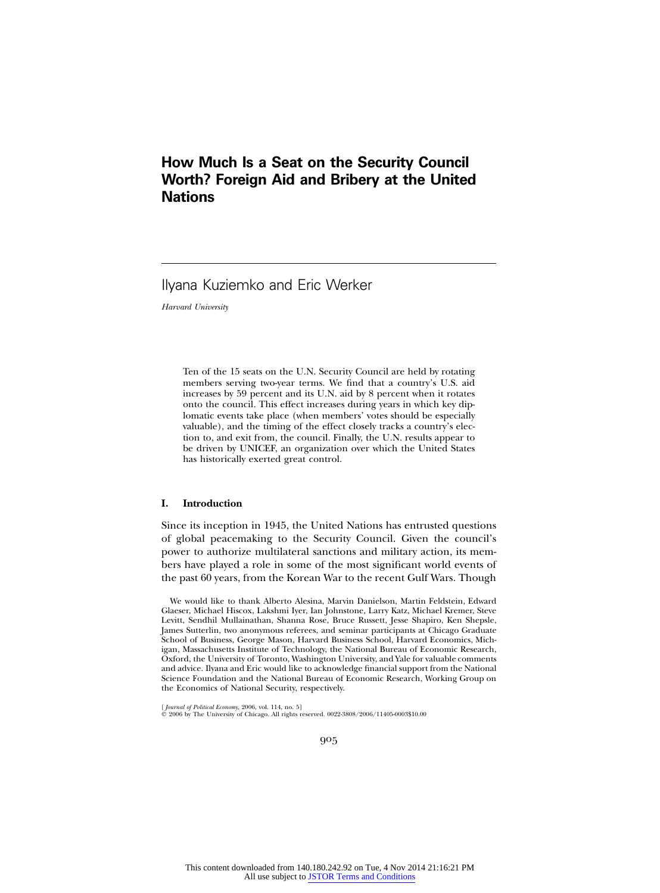# How Much Is a Seat on the Security Council Worth? Foreign Aid and Bribery at the United Nations

Ilyana Kuziemko and Eric Werker

*Harvard University*

Ten of the 15 seats on the U.N. Security Council are held by rotating members serving two-year terms. We find that a country's U.S. aid increases by 59 percent and its U.N. aid by 8 percent when it rotates onto the council. This effect increases during years in which key diplomatic events take place (when members' votes should be especially valuable), and the timing of the effect closely tracks a country's election to, and exit from, the council. Finally, the U.N. results appear to be driven by UNICEF, an organization over which the United States has historically exerted great control.

## I. Introduction

Since its inception in 1945, the United Nations has entrusted questions of global peacemaking to the Security Council. Given the council's power to authorize multilateral sanctions and military action, its members have played a role in some of the most significant world events of the past 60 years, from the Korean War to the recent Gulf Wars. Though

We would like to thank Alberto Alesina, Marvin Danielson, Martin Feldstein, Edward Glaeser, Michael Hiscox, Lakshmi Iyer, Ian Johnstone, Larry Katz, Michael Kremer, Steve Levitt, Sendhil Mullainathan, Shanna Rose, Bruce Russett, Jesse Shapiro, Ken Shepsle, James Sutterlin, two anonymous referees, and seminar participants at Chicago Graduate School of Business, George Mason, Harvard Business School, Harvard Economics, Michigan, Massachusetts Institute of Technology, the National Bureau of Economic Research, Oxford, the University of Toronto, Washington University, and Yale for valuable comments and advice. Ilyana and Eric would like to acknowledge financial support from the National Science Foundation and the National Bureau of Economic Research, Working Group on the Economics of National Security, respectively.

[*Journal of Political Economy*, 2006, vol. 114, no. 5]
© 2006 by The University of Chicago. All rights reserved. 0022-3808/2006/11405-0003$10.00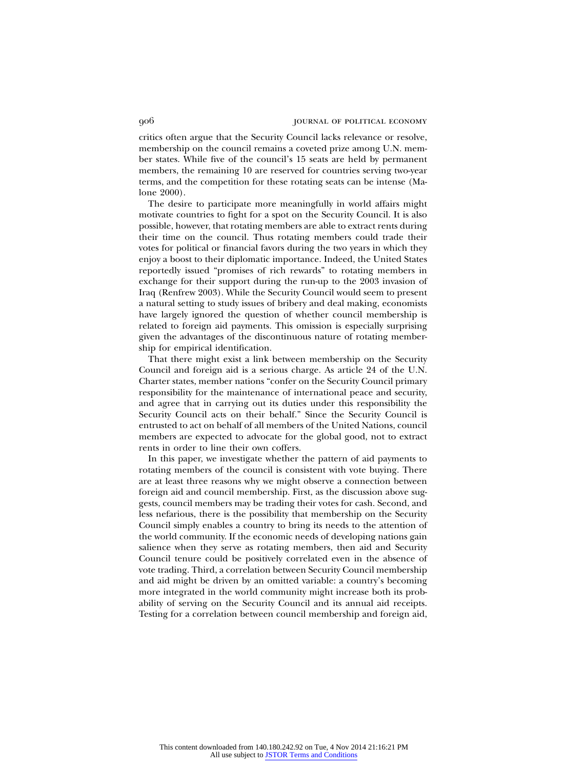critics often argue that the Security Council lacks relevance or resolve, membership on the council remains a coveted prize among U.N. member states. While five of the council's 15 seats are held by permanent members, the remaining 10 are reserved for countries serving two-year terms, and the competition for these rotating seats can be intense (Malone 2000).

The desire to participate more meaningfully in world affairs might motivate countries to fight for a spot on the Security Council. It is also possible, however, that rotating members are able to extract rents during their time on the council. Thus rotating members could trade their votes for political or financial favors during the two years in which they enjoy a boost to their diplomatic importance. Indeed, the United States reportedly issued "promises of rich rewards" to rotating members in exchange for their support during the run-up to the 2003 invasion of Iraq (Renfrew 2003). While the Security Council would seem to present a natural setting to study issues of bribery and deal making, economists have largely ignored the question of whether council membership is related to foreign aid payments. This omission is especially surprising given the advantages of the discontinuous nature of rotating membership for empirical identification.

That there might exist a link between membership on the Security Council and foreign aid is a serious charge. As article 24 of the U.N. Charter states, member nations "confer on the Security Council primary responsibility for the maintenance of international peace and security, and agree that in carrying out its duties under this responsibility the Security Council acts on their behalf." Since the Security Council is entrusted to act on behalf of all members of the United Nations, council members are expected to advocate for the global good, not to extract rents in order to line their own coffers.

In this paper, we investigate whether the pattern of aid payments to rotating members of the council is consistent with vote buying. There are at least three reasons why we might observe a connection between foreign aid and council membership. First, as the discussion above suggests, council members may be trading their votes for cash. Second, and less nefarious, there is the possibility that membership on the Security Council simply enables a country to bring its needs to the attention of the world community. If the economic needs of developing nations gain salience when they serve as rotating members, then aid and Security Council tenure could be positively correlated even in the absence of vote trading. Third, a correlation between Security Council membership and aid might be driven by an omitted variable: a country's becoming more integrated in the world community might increase both its probability of serving on the Security Council and its annual aid receipts. Testing for a correlation between council membership and foreign aid,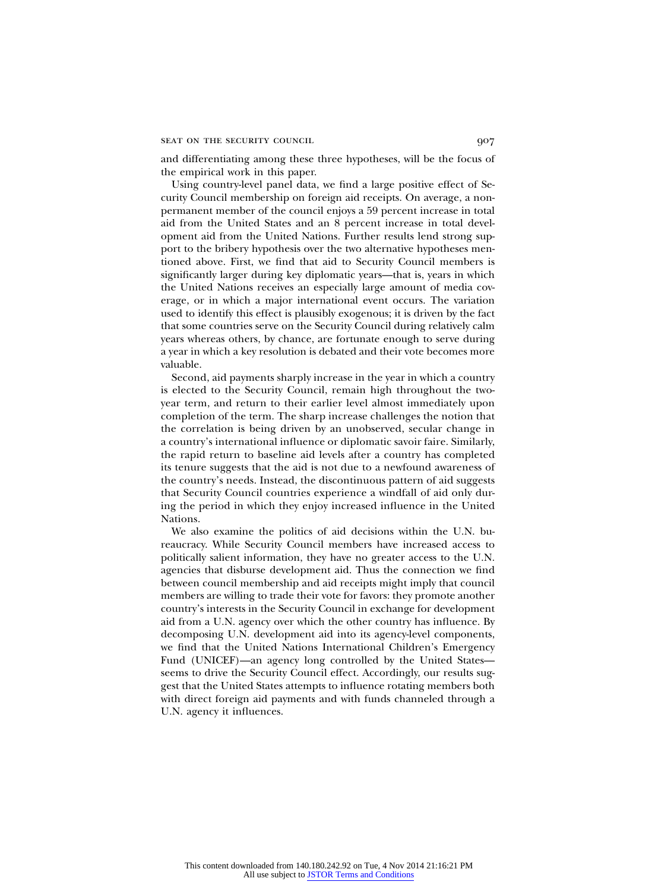and differentiating among these three hypotheses, will be the focus of the empirical work in this paper.

Using country-level panel data, we find a large positive effect of Security Council membership on foreign aid receipts. On average, a nonpermanent member of the council enjoys a 59 percent increase in total aid from the United States and an 8 percent increase in total development aid from the United Nations. Further results lend strong support to the bribery hypothesis over the two alternative hypotheses mentioned above. First, we find that aid to Security Council members is significantly larger during key diplomatic years—that is, years in which the United Nations receives an especially large amount of media coverage, or in which a major international event occurs. The variation used to identify this effect is plausibly exogenous; it is driven by the fact that some countries serve on the Security Council during relatively calm years whereas others, by chance, are fortunate enough to serve during a year in which a key resolution is debated and their vote becomes more valuable.

Second, aid payments sharply increase in the year in which a country is elected to the Security Council, remain high throughout the two-year term, and return to their earlier level almost immediately upon completion of the term. The sharp increase challenges the notion that the correlation is being driven by an unobserved, secular change in a country's international influence or diplomatic savoir faire. Similarly, the rapid return to baseline aid levels after a country has completed its tenure suggests that the aid is not due to a newfound awareness of the country's needs. Instead, the discontinuous pattern of aid suggests that Security Council countries experience a windfall of aid only during the period in which they enjoy increased influence in the United Nations.

We also examine the politics of aid decisions within the U.N. bureaucracy. While Security Council members have increased access to politically salient information, they have no greater access to the U.N. agencies that disburse development aid. Thus the connection we find between council membership and aid receipts might imply that council members are willing to trade their vote for favors: they promote another country's interests in the Security Council in exchange for development aid from a U.N. agency over which the other country has influence. By decomposing U.N. development aid into its agency-level components, we find that the United Nations International Children's Emergency Fund (UNICEF)—an agency long controlled by the United States—seems to drive the Security Council effect. Accordingly, our results suggest that the United States attempts to influence rotating members both with direct foreign aid payments and with funds channeled through a U.N. agency it influences.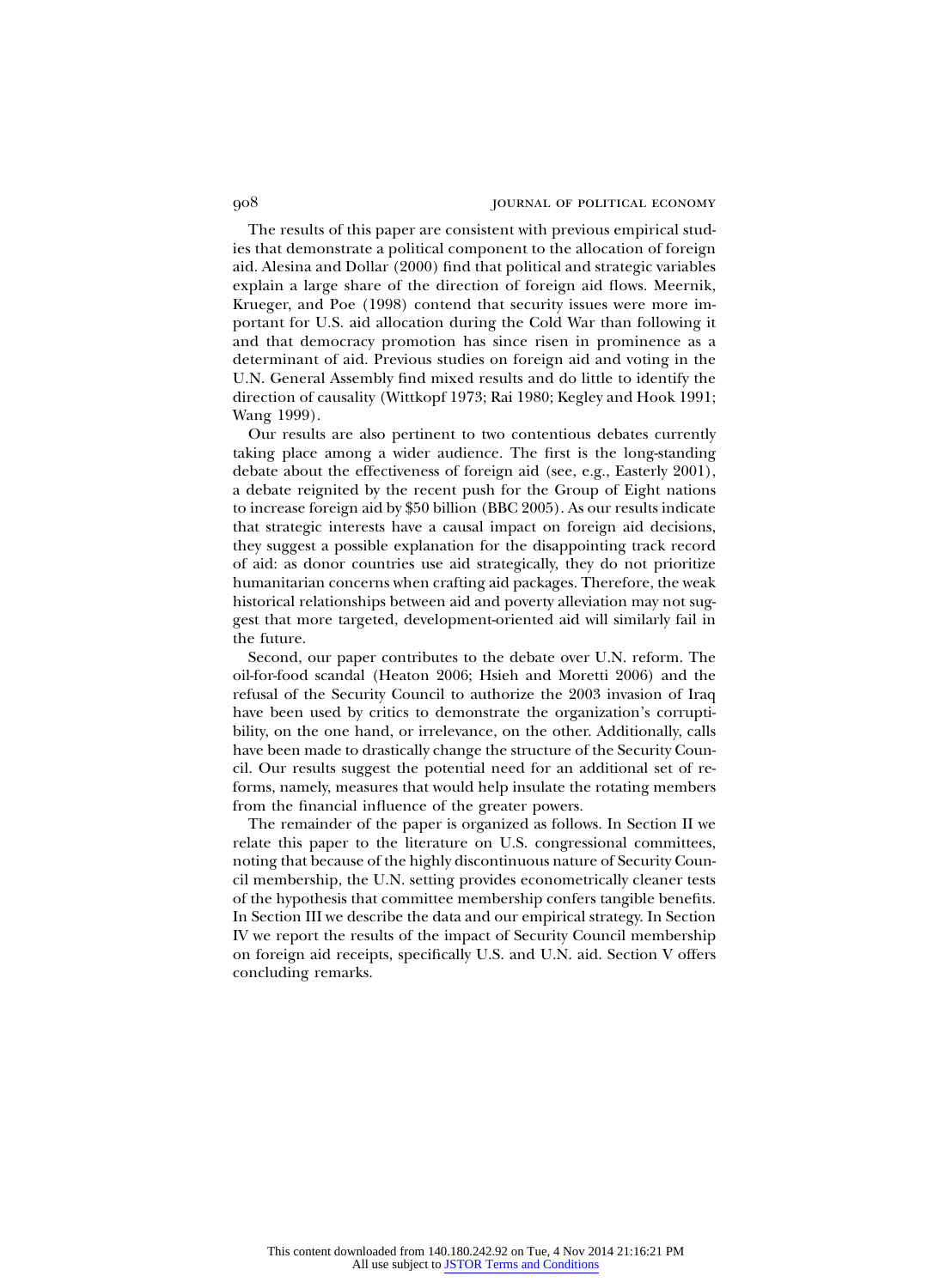The results of this paper are consistent with previous empirical studies that demonstrate a political component to the allocation of foreign aid. Alesina and Dollar (2000) find that political and strategic variables explain a large share of the direction of foreign aid flows. Meernik, Krueger, and Poe (1998) contend that security issues were more important for U.S. aid allocation during the Cold War than following it and that democracy promotion has since risen in prominence as a determinant of aid. Previous studies on foreign aid and voting in the U.N. General Assembly find mixed results and do little to identify the direction of causality (Wittkopf 1973; Rai 1980; Kegley and Hook 1991; Wang 1999).

Our results are also pertinent to two contentious debates currently taking place among a wider audience. The first is the long-standing debate about the effectiveness of foreign aid (see, e.g., Easterly 2001), a debate reignited by the recent push for the Group of Eight nations to increase foreign aid by $50 billion (BBC 2005). As our results indicate that strategic interests have a causal impact on foreign aid decisions, they suggest a possible explanation for the disappointing track record of aid: as donor countries use aid strategically, they do not prioritize humanitarian concerns when crafting aid packages. Therefore, the weak historical relationships between aid and poverty alleviation may not suggest that more targeted, development-oriented aid will similarly fail in the future.

Second, our paper contributes to the debate over U.N. reform. The oil-for-food scandal (Heaton 2006; Hsieh and Moretti 2006) and the refusal of the Security Council to authorize the 2003 invasion of Iraq have been used by critics to demonstrate the organization's corruptibility, on the one hand, or irrelevance, on the other. Additionally, calls have been made to drastically change the structure of the Security Council. Our results suggest the potential need for an additional set of reforms, namely, measures that would help insulate the rotating members from the financial influence of the greater powers.

The remainder of the paper is organized as follows. In Section II we relate this paper to the literature on U.S. congressional committees, noting that because of the highly discontinuous nature of Security Council membership, the U.N. setting provides econometrically cleaner tests of the hypothesis that committee membership confers tangible benefits. In Section III we describe the data and our empirical strategy. In Section IV we report the results of the impact of Security Council membership on foreign aid receipts, specifically U.S. and U.N. aid. Section V offers concluding remarks.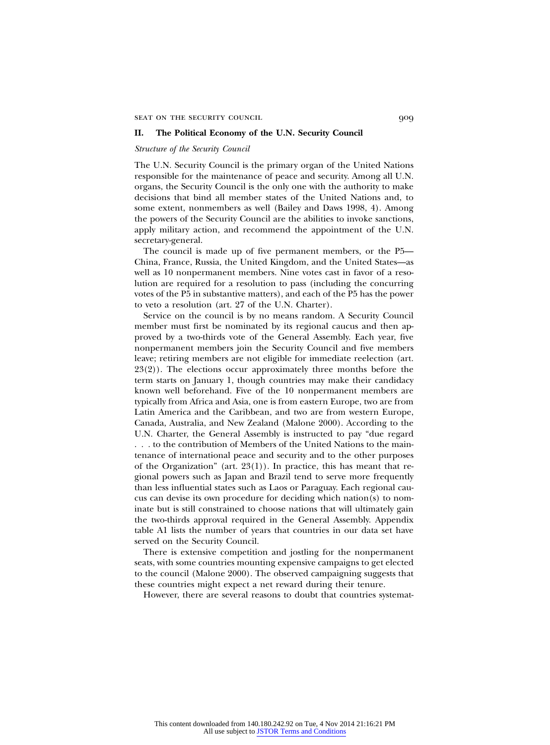## II. The Political Economy of the U.N. Security Council

### *Structure of the Security Council*

The U.N. Security Council is the primary organ of the United Nations responsible for the maintenance of peace and security. Among all U.N. organs, the Security Council is the only one with the authority to make decisions that bind all member states of the United Nations and, to some extent, nonmembers as well (Bailey and Daws 1998, 4). Among the powers of the Security Council are the abilities to invoke sanctions, apply military action, and recommend the appointment of the U.N. secretary-general.

The council is made up of five permanent members, or the P5—China, France, Russia, the United Kingdom, and the United States—as well as 10 nonpermanent members. Nine votes cast in favor of a resolution are required for a resolution to pass (including the concurring votes of the P5 in substantive matters), and each of the P5 has the power to veto a resolution (art. 27 of the U.N. Charter).

Service on the council is by no means random. A Security Council member must first be nominated by its regional caucus and then approved by a two-thirds vote of the General Assembly. Each year, five nonpermanent members join the Security Council and five members leave; retiring members are not eligible for immediate reelection (art. 23(2)). The elections occur approximately three months before the term starts on January 1, though countries may make their candidacy known well beforehand. Five of the 10 nonpermanent members are typically from Africa and Asia, one is from eastern Europe, two are from Latin America and the Caribbean, and two are from western Europe, Canada, Australia, and New Zealand (Malone 2000). According to the U.N. Charter, the General Assembly is instructed to pay "due regard . . . to the contribution of Members of the United Nations to the maintenance of international peace and security and to the other purposes of the Organization" (art. 23(1)). In practice, this has meant that regional powers such as Japan and Brazil tend to serve more frequently than less influential states such as Laos or Paraguay. Each regional caucus can devise its own procedure for deciding which nation(s) to nominate but is still constrained to choose nations that will ultimately gain the two-thirds approval required in the General Assembly. Appendix table A1 lists the number of years that countries in our data set have served on the Security Council.

There is extensive competition and jostling for the nonpermanent seats, with some countries mounting expensive campaigns to get elected to the council (Malone 2000). The observed campaigning suggests that these countries might expect a net reward during their tenure.

However, there are several reasons to doubt that countries systemat-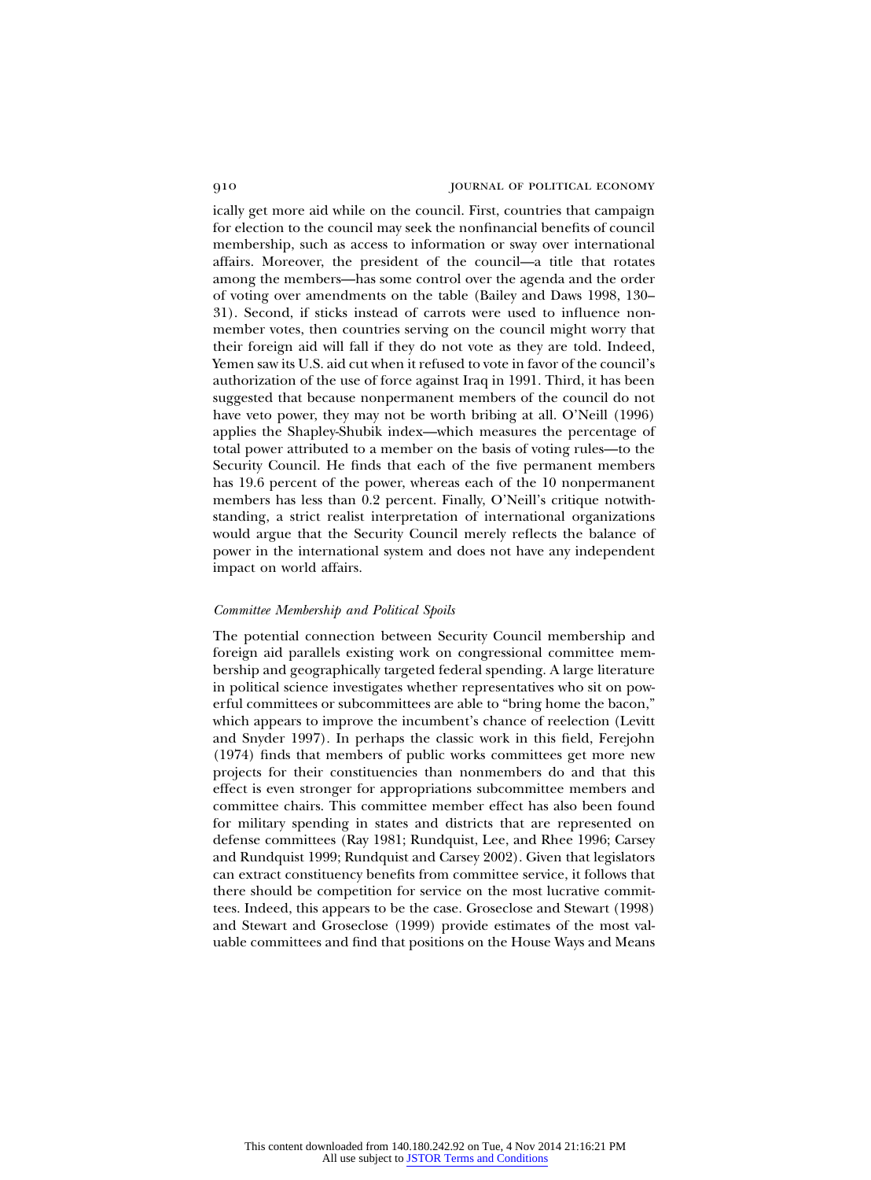ically get more aid while on the council. First, countries that campaign for election to the council may seek the nonfinancial benefits of council membership, such as access to information or sway over international affairs. Moreover, the president of the council—a title that rotates among the members—has some control over the agenda and the order of voting over amendments on the table (Bailey and Daws 1998, 130–31). Second, if sticks instead of carrots were used to influence nonmember votes, then countries serving on the council might worry that their foreign aid will fall if they do not vote as they are told. Indeed, Yemen saw its U.S. aid cut when it refused to vote in favor of the council's authorization of the use of force against Iraq in 1991. Third, it has been suggested that because nonpermanent members of the council do not have veto power, they may not be worth bribing at all. O'Neill (1996) applies the Shapley-Shubik index—which measures the percentage of total power attributed to a member on the basis of voting rules—to the Security Council. He finds that each of the five permanent members has 19.6 percent of the power, whereas each of the 10 nonpermanent members has less than 0.2 percent. Finally, O'Neill's critique notwithstanding, a strict realist interpretation of international organizations would argue that the Security Council merely reflects the balance of power in the international system and does not have any independent impact on world affairs.

### *Committee Membership and Political Spoils*

The potential connection between Security Council membership and foreign aid parallels existing work on congressional committee membership and geographically targeted federal spending. A large literature in political science investigates whether representatives who sit on powerful committees or subcommittees are able to "bring home the bacon," which appears to improve the incumbent's chance of reelection (Levitt and Snyder 1997). In perhaps the classic work in this field, Ferejohn (1974) finds that members of public works committees get more new projects for their constituencies than nonmembers do and that this effect is even stronger for appropriations subcommittee members and committee chairs. This committee member effect has also been found for military spending in states and districts that are represented on defense committees (Ray 1981; Rundquist, Lee, and Rhee 1996; Carsey and Rundquist 1999; Rundquist and Carsey 2002). Given that legislators can extract constituency benefits from committee service, it follows that there should be competition for service on the most lucrative committees. Indeed, this appears to be the case. Groseclose and Stewart (1998) and Stewart and Groseclose (1999) provide estimates of the most valuable committees and find that positions on the House Ways and Means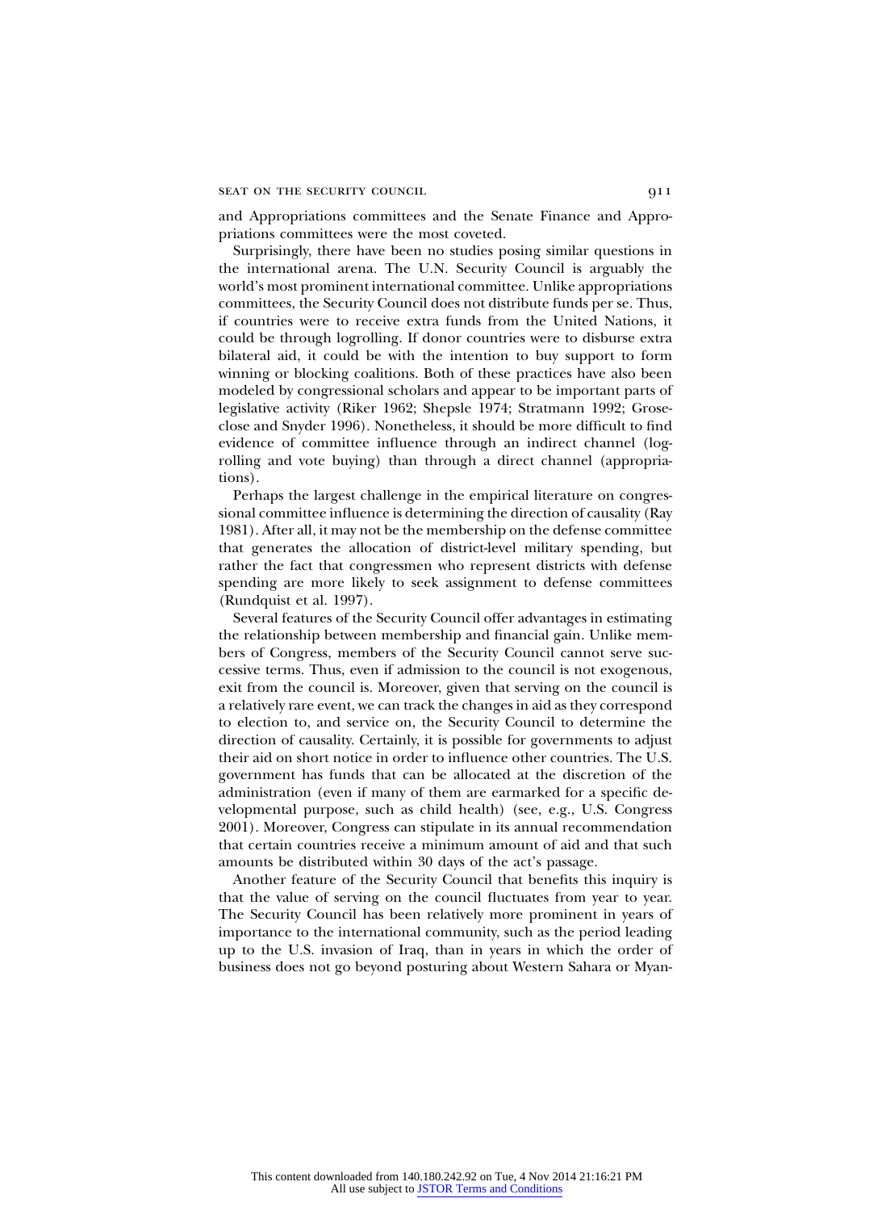and Appropriations committees and the Senate Finance and Appropriations committees were the most coveted.

Surprisingly, there have been no studies posing similar questions in the international arena. The U.N. Security Council is arguably the world's most prominent international committee. Unlike appropriations committees, the Security Council does not distribute funds per se. Thus, if countries were to receive extra funds from the United Nations, it could be through logrolling. If donor countries were to disburse extra bilateral aid, it could be with the intention to buy support to form winning or blocking coalitions. Both of these practices have also been modeled by congressional scholars and appear to be important parts of legislative activity (Riker 1962; Shepsle 1974; Stratmann 1992; Groseclose and Snyder 1996). Nonetheless, it should be more difficult to find evidence of committee influence through an indirect channel (logrolling and vote buying) than through a direct channel (appropriations).

Perhaps the largest challenge in the empirical literature on congressional committee influence is determining the direction of causality (Ray 1981). After all, it may not be the membership on the defense committee that generates the allocation of district-level military spending, but rather the fact that congressmen who represent districts with defense spending are more likely to seek assignment to defense committees (Rundquist et al. 1997).

Several features of the Security Council offer advantages in estimating the relationship between membership and financial gain. Unlike members of Congress, members of the Security Council cannot serve successive terms. Thus, even if admission to the council is not exogenous, exit from the council is. Moreover, given that serving on the council is a relatively rare event, we can track the changes in aid as they correspond to election to, and service on, the Security Council to determine the direction of causality. Certainly, it is possible for governments to adjust their aid on short notice in order to influence other countries. The U.S. government has funds that can be allocated at the discretion of the administration (even if many of them are earmarked for a specific developmental purpose, such as child health) (see, e.g., U.S. Congress 2001). Moreover, Congress can stipulate in its annual recommendation that certain countries receive a minimum amount of aid and that such amounts be distributed within 30 days of the act's passage.

Another feature of the Security Council that benefits this inquiry is that the value of serving on the council fluctuates from year to year. The Security Council has been relatively more prominent in years of importance to the international community, such as the period leading up to the U.S. invasion of Iraq, than in years in which the order of business does not go beyond posturing about Western Sahara or Myan-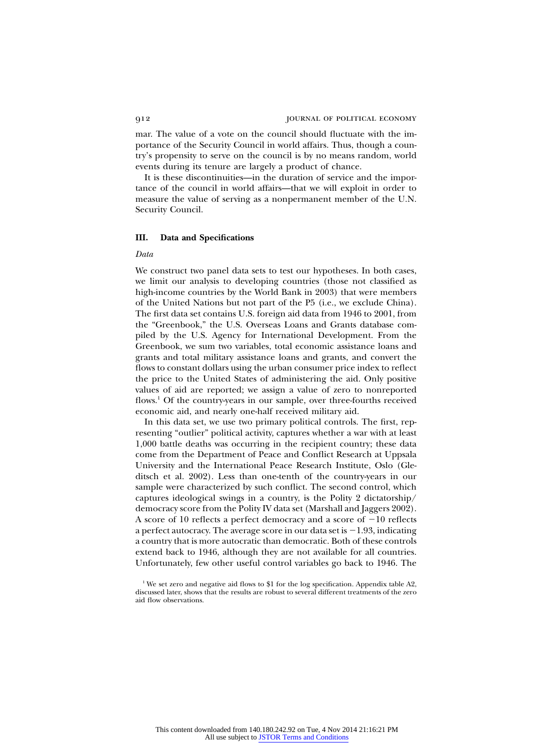mar. The value of a vote on the council should fluctuate with the importance of the Security Council in world affairs. Thus, though a country's propensity to serve on the council is by no means random, world events during its tenure are largely a product of chance.

It is these discontinuities—in the duration of service and the importance of the council in world affairs—that we will exploit in order to measure the value of serving as a nonpermanent member of the U.N. Security Council.

## III. Data and Specifications

### *Data*

We construct two panel data sets to test our hypotheses. In both cases, we limit our analysis to developing countries (those not classified as high-income countries by the World Bank in 2003) that were members of the United Nations but not part of the P5 (i.e., we exclude China). The first data set contains U.S. foreign aid data from 1946 to 2001, from the "Greenbook," the U.S. Overseas Loans and Grants database compiled by the U.S. Agency for International Development. From the Greenbook, we sum two variables, total economic assistance loans and grants and total military assistance loans and grants, and convert the flows to constant dollars using the urban consumer price index to reflect the price to the United States of administering the aid. Only positive values of aid are reported; we assign a value of zero to nonreported flows.[1] Of the country-years in our sample, over three-fourths received economic aid, and nearly one-half received military aid.

In this data set, we use two primary political controls. The first, representing "outlier" political activity, captures whether a war with at least 1,000 battle deaths was occurring in the recipient country; these data come from the Department of Peace and Conflict Research at Uppsala University and the International Peace Research Institute, Oslo (Gleditsch et al. 2002). Less than one-tenth of the country-years in our sample were characterized by such conflict. The second control, which captures ideological swings in a country, is the Polity 2 dictatorship/democracy score from the Polity IV data set (Marshall and Jaggers 2002). A score of 10 reflects a perfect democracy and a score of −10 reflects a perfect autocracy. The average score in our data set is −1.93, indicating a country that is more autocratic than democratic. Both of these controls extend back to 1946, although they are not available for all countries. Unfortunately, few other useful control variables go back to 1946. The

[1] We set zero and negative aid flows to $1 for the log specification. Appendix table A2, discussed later, shows that the results are robust to several different treatments of the zero aid flow observations.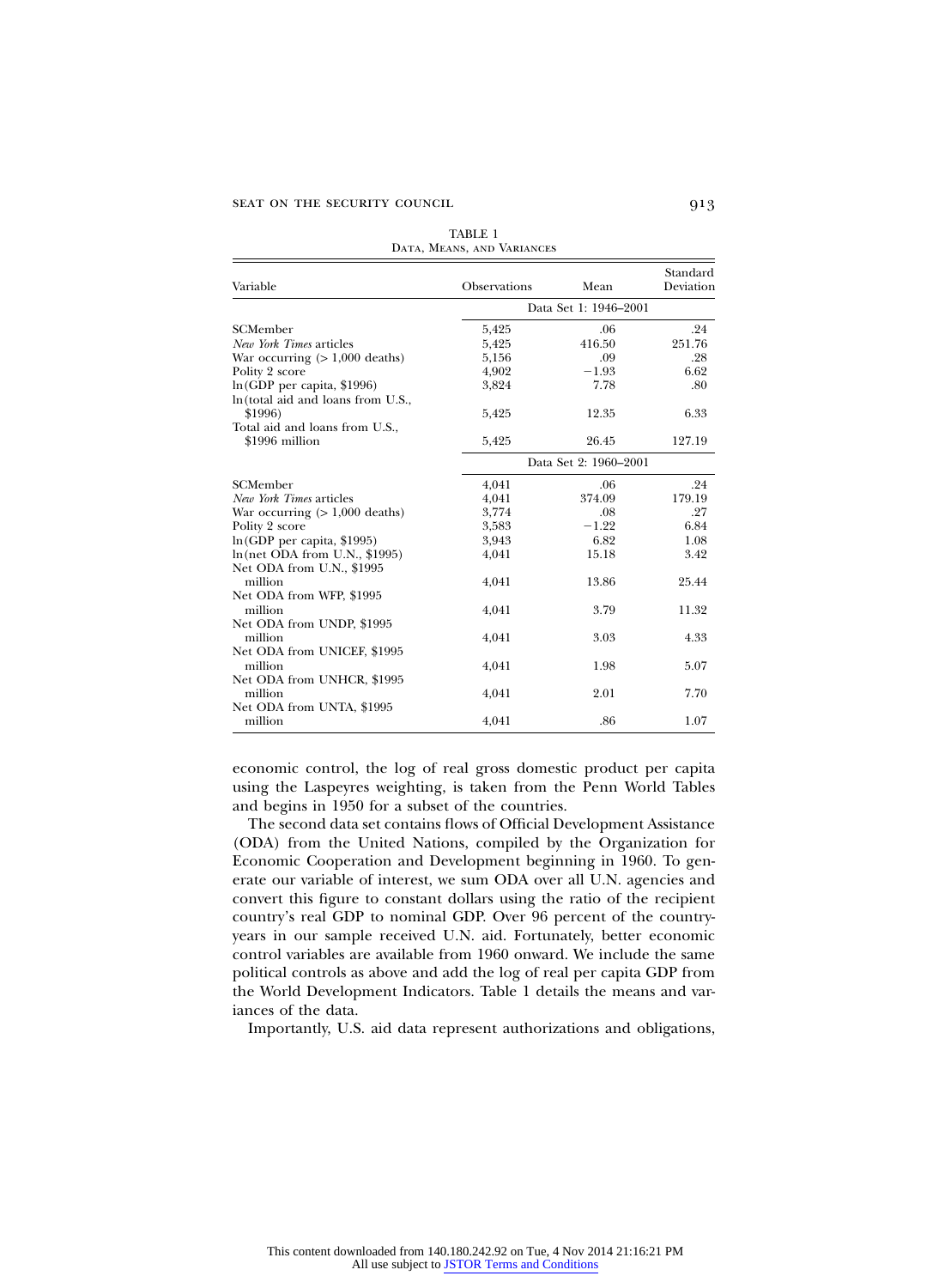TABLE 1
DATA, MEANS, AND VARIANCES

| Variable | Observations | Mean | Standard Deviation |
|---|---|---|---|
| | Data Set 1: 1946–2001 | | |
| SCMember | 5,425 | .06 | .24 |
| *New York Times* articles | 5,425 | 416.50 | 251.76 |
| War occurring (> 1,000 deaths) | 5,156 | .09 | .28 |
| Polity 2 score | 4,902 | −1.93 | 6.62 |
| ln(GDP per capita, $1996) | 3,824 | 7.78 | .80 |
| ln(total aid and loans from U.S., $1996) | 5,425 | 12.35 | 6.33 |
| Total aid and loans from U.S., $1996 million | 5,425 | 26.45 | 127.19 |
| | Data Set 2: 1960–2001 | | |
| SCMember | 4,041 | .06 | .24 |
| *New York Times* articles | 4,041 | 374.09 | 179.19 |
| War occurring (> 1,000 deaths) | 3,774 | .08 | .27 |
| Polity 2 score | 3,583 | −1.22 | 6.84 |
| ln(GDP per capita, $1995) | 3,943 | 6.82 | 1.08 |
| ln(net ODA from U.N., $1995) | 4,041 | 15.18 | 3.42 |
| Net ODA from U.N., $1995 million | 4,041 | 13.86 | 25.44 |
| Net ODA from WFP, $1995 million | 4,041 | 3.79 | 11.32 |
| Net ODA from UNDP, $1995 million | 4,041 | 3.03 | 4.33 |
| Net ODA from UNICEF, $1995 million | 4,041 | 1.98 | 5.07 |
| Net ODA from UNHCR, $1995 million | 4,041 | 2.01 | 7.70 |
| Net ODA from UNTA, $1995 million | 4,041 | .86 | 1.07 |

economic control, the log of real gross domestic product per capita using the Laspeyres weighting, is taken from the Penn World Tables and begins in 1950 for a subset of the countries.

The second data set contains flows of Official Development Assistance (ODA) from the United Nations, compiled by the Organization for Economic Cooperation and Development beginning in 1960. To generate our variable of interest, we sum ODA over all U.N. agencies and convert this figure to constant dollars using the ratio of the recipient country's real GDP to nominal GDP. Over 96 percent of the country-years in our sample received U.N. aid. Fortunately, better economic control variables are available from 1960 onward. We include the same political controls as above and add the log of real per capita GDP from the World Development Indicators. Table 1 details the means and variances of the data.

Importantly, U.S. aid data represent authorizations and obligations,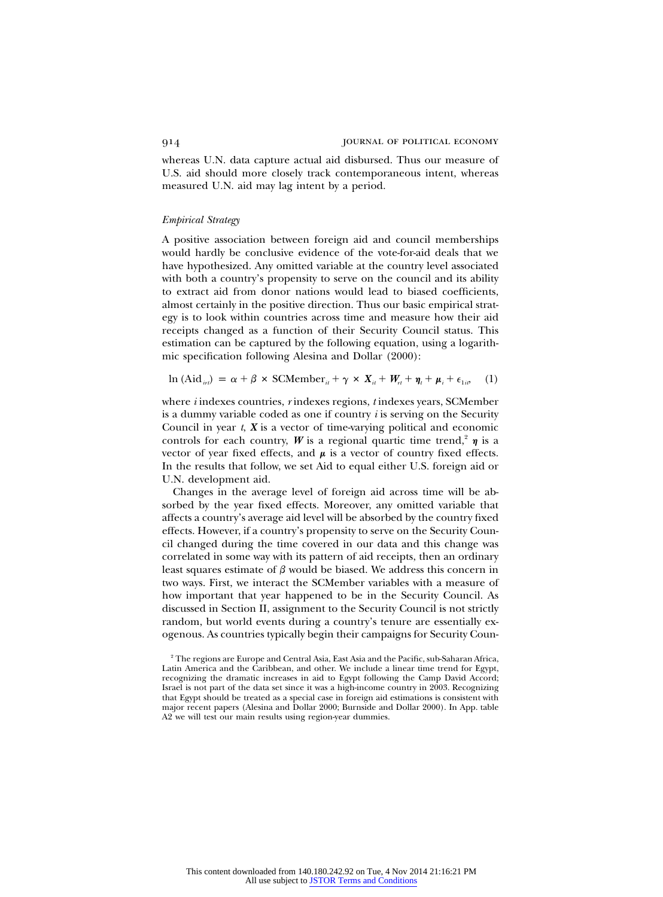whereas U.N. data capture actual aid disbursed. Thus our measure of U.S. aid should more closely track contemporaneous intent, whereas measured U.N. aid may lag intent by a period.

### *Empirical Strategy*

A positive association between foreign aid and council memberships would hardly be conclusive evidence of the vote-for-aid deals that we have hypothesized. Any omitted variable at the country level associated with both a country's propensity to serve on the council and its ability to extract aid from donor nations would lead to biased coefficients, almost certainly in the positive direction. Thus our basic empirical strategy is to look within countries across time and measure how their aid receipts changed as a function of their Security Council status. This estimation can be captured by the following equation, using a logarithmic specification following Alesina and Dollar (2000):

$$\ln(\text{Aid}_{irt}) = \alpha + \beta \times \text{SCMember}_{it} + \gamma \times \boldsymbol{X}_{it} + \boldsymbol{W}_{rt} + \boldsymbol{\eta}_t + \boldsymbol{\mu}_i + \epsilon_{1it}, \quad (1)$$

where $i$ indexes countries, $r$ indexes regions, $t$ indexes years, SCMember is a dummy variable coded as one if country $i$ is serving on the Security Council in year $t$, $\boldsymbol{X}$ is a vector of time-varying political and economic controls for each country, $\boldsymbol{W}$ is a regional quartic time trend,[2] $\boldsymbol{\eta}$ is a vector of year fixed effects, and $\boldsymbol{\mu}$ is a vector of country fixed effects. In the results that follow, we set Aid to equal either U.S. foreign aid or U.N. development aid.

Changes in the average level of foreign aid across time will be absorbed by the year fixed effects. Moreover, any omitted variable that affects a country's average aid level will be absorbed by the country fixed effects. However, if a country's propensity to serve on the Security Council changed during the time covered in our data and this change was correlated in some way with its pattern of aid receipts, then an ordinary least squares estimate of $\beta$ would be biased. We address this concern in two ways. First, we interact the SCMember variables with a measure of how important that year happened to be in the Security Council. As discussed in Section II, assignment to the Security Council is not strictly random, but world events during a country's tenure are essentially exogenous. As countries typically begin their campaigns for Security Coun-

[2] The regions are Europe and Central Asia, East Asia and the Pacific, sub-Saharan Africa, Latin America and the Caribbean, and other. We include a linear time trend for Egypt, recognizing the dramatic increases in aid to Egypt following the Camp David Accord; Israel is not part of the data set since it was a high-income country in 2003. Recognizing that Egypt should be treated as a special case in foreign aid estimations is consistent with major recent papers (Alesina and Dollar 2000; Burnside and Dollar 2000). In App. table A2 we will test our main results using region-year dummies.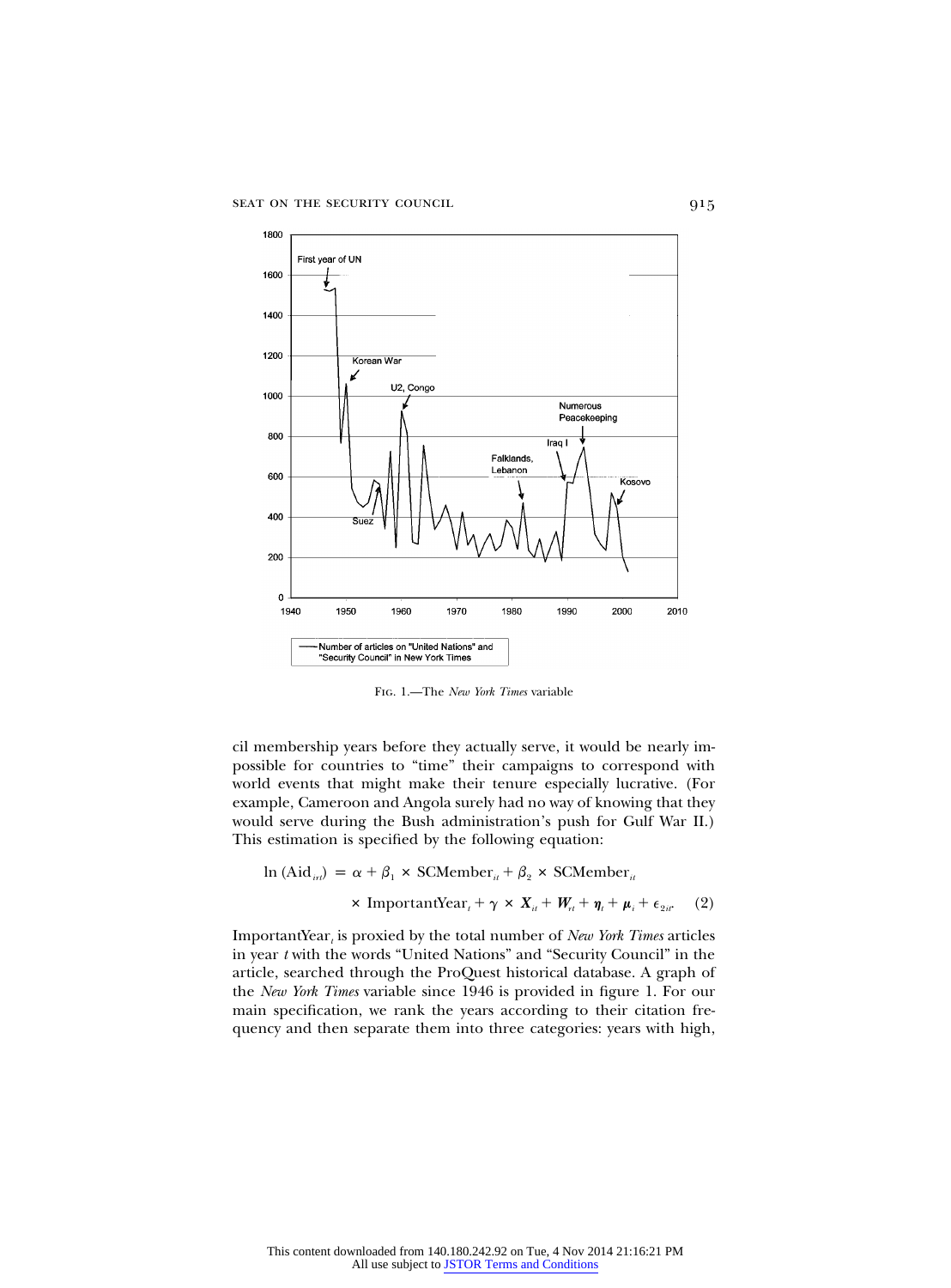1800

1600

1400

1200

1000

800

600

400

200

0

1940 1950 1960 1970 1980 1990 2000 2010

First year of UN

Korean War

U2, Congo

Suez

Falklands, Lebanon

Iraq I

Numerous Peacekeeping

Kosovo

Number of articles on "United Nations" and "Security Council" in New York Times

FIG. 1.—The *New York Times* variable

cil membership years before they actually serve, it would be nearly impossible for countries to "time" their campaigns to correspond with world events that might make their tenure especially lucrative. (For example, Cameroon and Angola surely had no way of knowing that they would serve during the Bush administration's push for Gulf War II.) This estimation is specified by the following equation:

$$\ln(\text{Aid}_{irt}) = \alpha + \beta_1 \times \text{SCMember}_{it} + \beta_2 \times \text{SCMember}_{it} \times \text{ImportantYear}_t + \gamma \times \boldsymbol{X}_{it} + \boldsymbol{W}_{ri} + \boldsymbol{\eta}_t + \boldsymbol{\mu}_i + \epsilon_{2it}. \quad (2)$$

$\text{ImportantYear}_t$ is proxied by the total number of *New York Times* articles in year $t$ with the words "United Nations" and "Security Council" in the article, searched through the ProQuest historical database. A graph of the *New York Times* variable since 1946 is provided in figure 1. For our main specification, we rank the years according to their citation frequency and then separate them into three categories: years with high,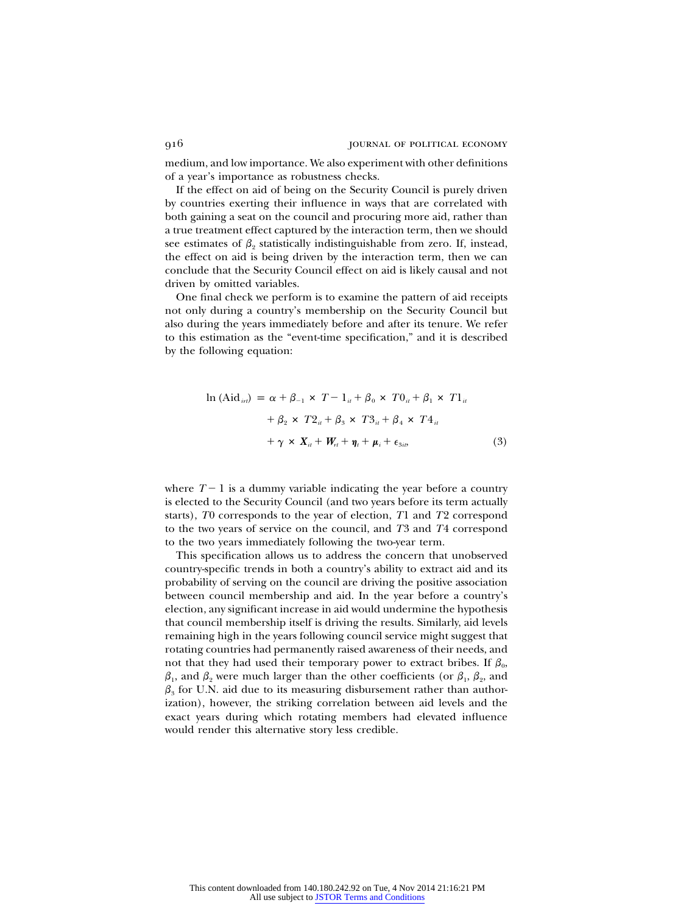medium, and low importance. We also experiment with other definitions of a year's importance as robustness checks.

If the effect on aid of being on the Security Council is purely driven by countries exerting their influence in ways that are correlated with both gaining a seat on the council and procuring more aid, rather than a true treatment effect captured by the interaction term, then we should see estimates of $\beta_2$ statistically indistinguishable from zero. If, instead, the effect on aid is being driven by the interaction term, then we can conclude that the Security Council effect on aid is likely causal and not driven by omitted variables.

One final check we perform is to examine the pattern of aid receipts not only during a country's membership on the Security Council but also during the years immediately before and after its tenure. We refer to this estimation as the "event-time specification," and it is described by the following equation:

$$\begin{aligned} \ln(\text{Aid}_{irt}) = {} & \alpha + \beta_{-1} \times T-1_{it} + \beta_0 \times T0_{it} + \beta_1 \times T1_{it} \\ & + \beta_2 \times T2_{it} + \beta_3 \times T3_{it} + \beta_4 \times T4_{it} \\ & + \gamma \times \boldsymbol{X}_{it} + \boldsymbol{W}_{rt} + \boldsymbol{\eta}_t + \boldsymbol{\mu}_i + \epsilon_{3it}, \end{aligned} \tag{3}$$

where $T-1$ is a dummy variable indicating the year before a country is elected to the Security Council (and two years before its term actually starts), $T0$ corresponds to the year of election, $T1$ and $T2$ correspond to the two years of service on the council, and $T3$ and $T4$ correspond to the two years immediately following the two-year term.

This specification allows us to address the concern that unobserved country-specific trends in both a country's ability to extract aid and its probability of serving on the council are driving the positive association between council membership and aid. In the year before a country's election, any significant increase in aid would undermine the hypothesis that council membership itself is driving the results. Similarly, aid levels remaining high in the years following council service might suggest that rotating countries had permanently raised awareness of their needs, and not that they had used their temporary power to extract bribes. If $\beta_0$, $\beta_1$, and $\beta_2$ were much larger than the other coefficients (or $\beta_1$, $\beta_2$, and $\beta_3$ for U.N. aid due to its measuring disbursement rather than authorization), however, the striking correlation between aid levels and the exact years during which rotating members had elevated influence would render this alternative story less credible.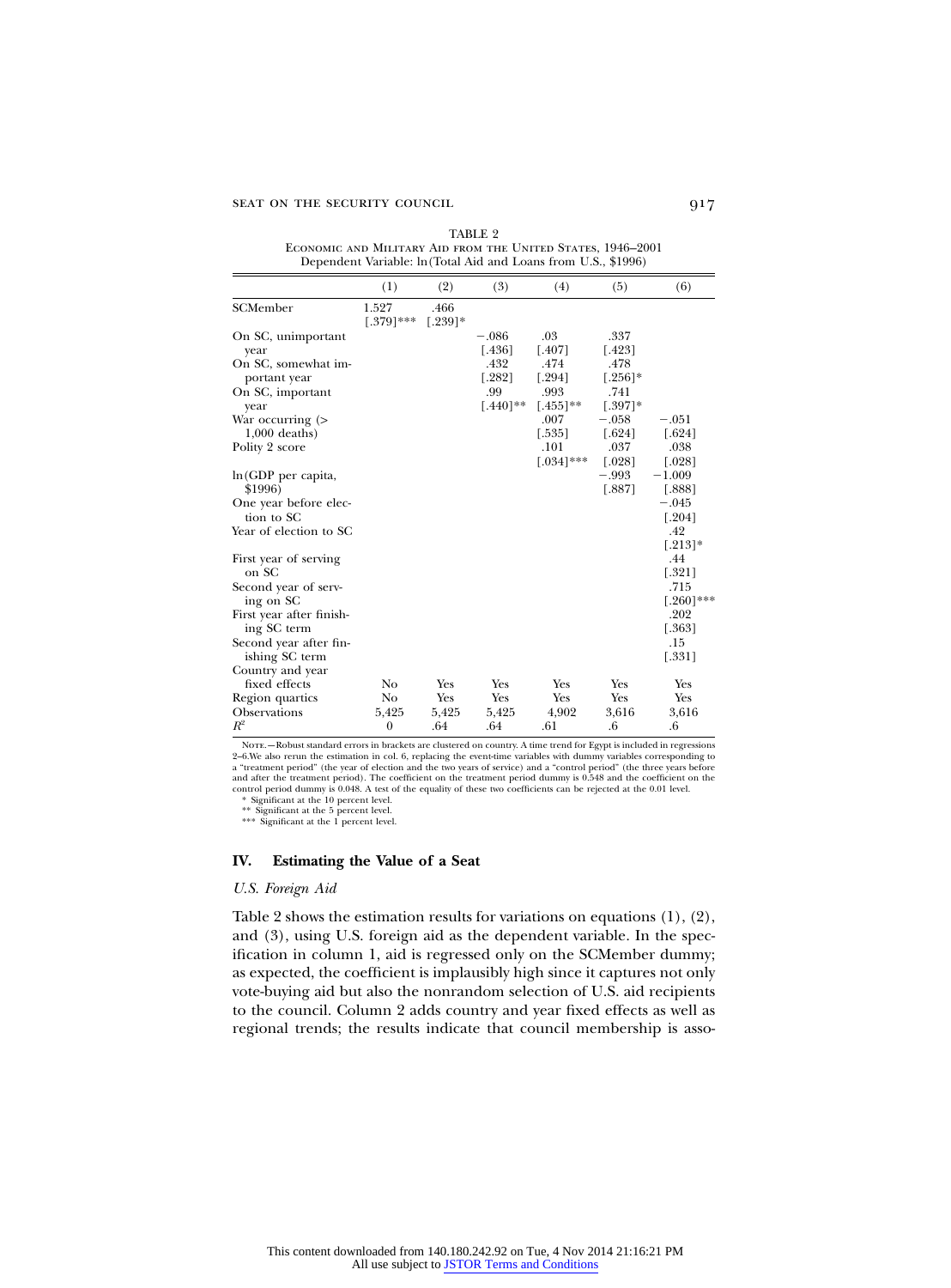TABLE 2
Economic and Military Aid from the United States, 1946–2001
Dependent Variable: ln(Total Aid and Loans from U.S., $1996)

| | (1) | (2) | (3) | (4) | (5) | (6) |
|---|---|---|---|---|---|---|
| SCMember | 1.527 [.379]*** | .466 [.239]* | | | | |
| On SC, unimportant year | | | −.086 [.436] | .03 [.407] | .337 [.423] | |
| On SC, somewhat important year | | | .432 [.282] | .474 [.294] | .478 [.256]* | |
| On SC, important year | | | .99 [.440]** | .993 [.455]** | .741 [.397]* | |
| War occurring (> 1,000 deaths) | | | | .007 [.535] | −.058 [.624] | −.051 [.624] |
| Polity 2 score | | | | .101 [.034]*** | .037 [.028] | .038 [.028] |
| ln(GDP per capita, $1996) | | | | | −.993 [.887] | −1.009 [.888] |
| One year before election to SC | | | | | | −.045 [.204] |
| Year of election to SC | | | | | | .42 [.213]* |
| First year of serving on SC | | | | | | .44 [.321] |
| Second year of serving on SC | | | | | | .715 [.260]*** |
| First year after finishing SC term | | | | | | .202 [.363] |
| Second year after finishing SC term | | | | | | .15 [.331] |
| Country and year fixed effects | No | Yes | Yes | Yes | Yes | Yes |
| Region quartics | No | Yes | Yes | Yes | Yes | Yes |
| Observations | 5,425 | 5,425 | 5,425 | 4,902 | 3,616 | 3,616 |
| $R^2$ | 0 | .64 | .64 | .61 | .6 | .6 |

Note.—Robust standard errors in brackets are clustered on country. A time trend for Egypt is included in regressions 2–6.We also rerun the estimation in col. 6, replacing the event-time variables with dummy variables corresponding to a "treatment period" (the year of election and the two years of service) and a "control period" (the three years before and after the treatment period). The coefficient on the treatment period dummy is 0.548 and the coefficient on the control period dummy is 0.048. A test of the equality of these two coefficients can be rejected at the 0.01 level.

\* Significant at the 10 percent level.
\** Significant at the 5 percent level.
\*** Significant at the 1 percent level.

## IV. Estimating the Value of a Seat

### *U.S. Foreign Aid*

Table 2 shows the estimation results for variations on equations (1), (2), and (3), using U.S. foreign aid as the dependent variable. In the specification in column 1, aid is regressed only on the SCMember dummy; as expected, the coefficient is implausibly high since it captures not only vote-buying aid but also the nonrandom selection of U.S. aid recipients to the council. Column 2 adds country and year fixed effects as well as regional trends; the results indicate that council membership is asso-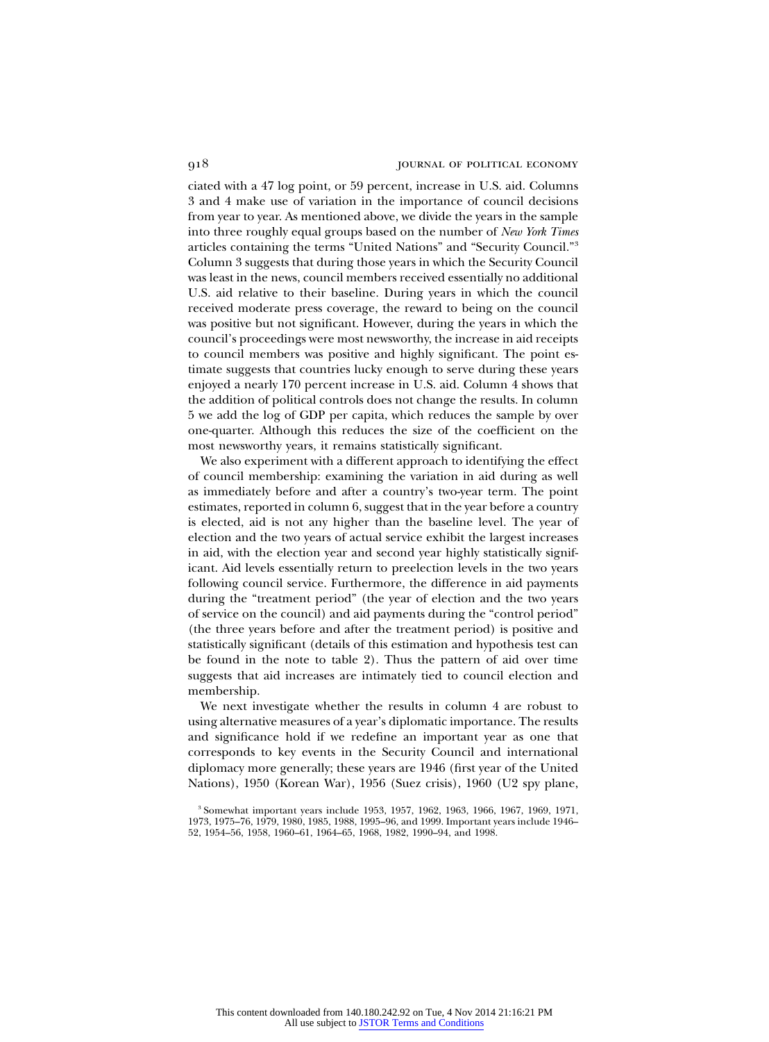ciated with a 47 log point, or 59 percent, increase in U.S. aid. Columns 3 and 4 make use of variation in the importance of council decisions from year to year. As mentioned above, we divide the years in the sample into three roughly equal groups based on the number of *New York Times* articles containing the terms "United Nations" and "Security Council."[3] Column 3 suggests that during those years in which the Security Council was least in the news, council members received essentially no additional U.S. aid relative to their baseline. During years in which the council received moderate press coverage, the reward to being on the council was positive but not significant. However, during the years in which the council's proceedings were most newsworthy, the increase in aid receipts to council members was positive and highly significant. The point estimate suggests that countries lucky enough to serve during these years enjoyed a nearly 170 percent increase in U.S. aid. Column 4 shows that the addition of political controls does not change the results. In column 5 we add the log of GDP per capita, which reduces the sample by over one-quarter. Although this reduces the size of the coefficient on the most newsworthy years, it remains statistically significant.

We also experiment with a different approach to identifying the effect of council membership: examining the variation in aid during as well as immediately before and after a country's two-year term. The point estimates, reported in column 6, suggest that in the year before a country is elected, aid is not any higher than the baseline level. The year of election and the two years of actual service exhibit the largest increases in aid, with the election year and second year highly statistically significant. Aid levels essentially return to preelection levels in the two years following council service. Furthermore, the difference in aid payments during the "treatment period" (the year of election and the two years of service on the council) and aid payments during the "control period" (the three years before and after the treatment period) is positive and statistically significant (details of this estimation and hypothesis test can be found in the note to table 2). Thus the pattern of aid over time suggests that aid increases are intimately tied to council election and membership.

We next investigate whether the results in column 4 are robust to using alternative measures of a year's diplomatic importance. The results and significance hold if we redefine an important year as one that corresponds to key events in the Security Council and international diplomacy more generally; these years are 1946 (first year of the United Nations), 1950 (Korean War), 1956 (Suez crisis), 1960 (U2 spy plane,

[3] Somewhat important years include 1953, 1957, 1962, 1963, 1966, 1967, 1969, 1971, 1973, 1975–76, 1979, 1980, 1985, 1988, 1995–96, and 1999. Important years include 1946–52, 1954–56, 1958, 1960–61, 1964–65, 1968, 1982, 1990–94, and 1998.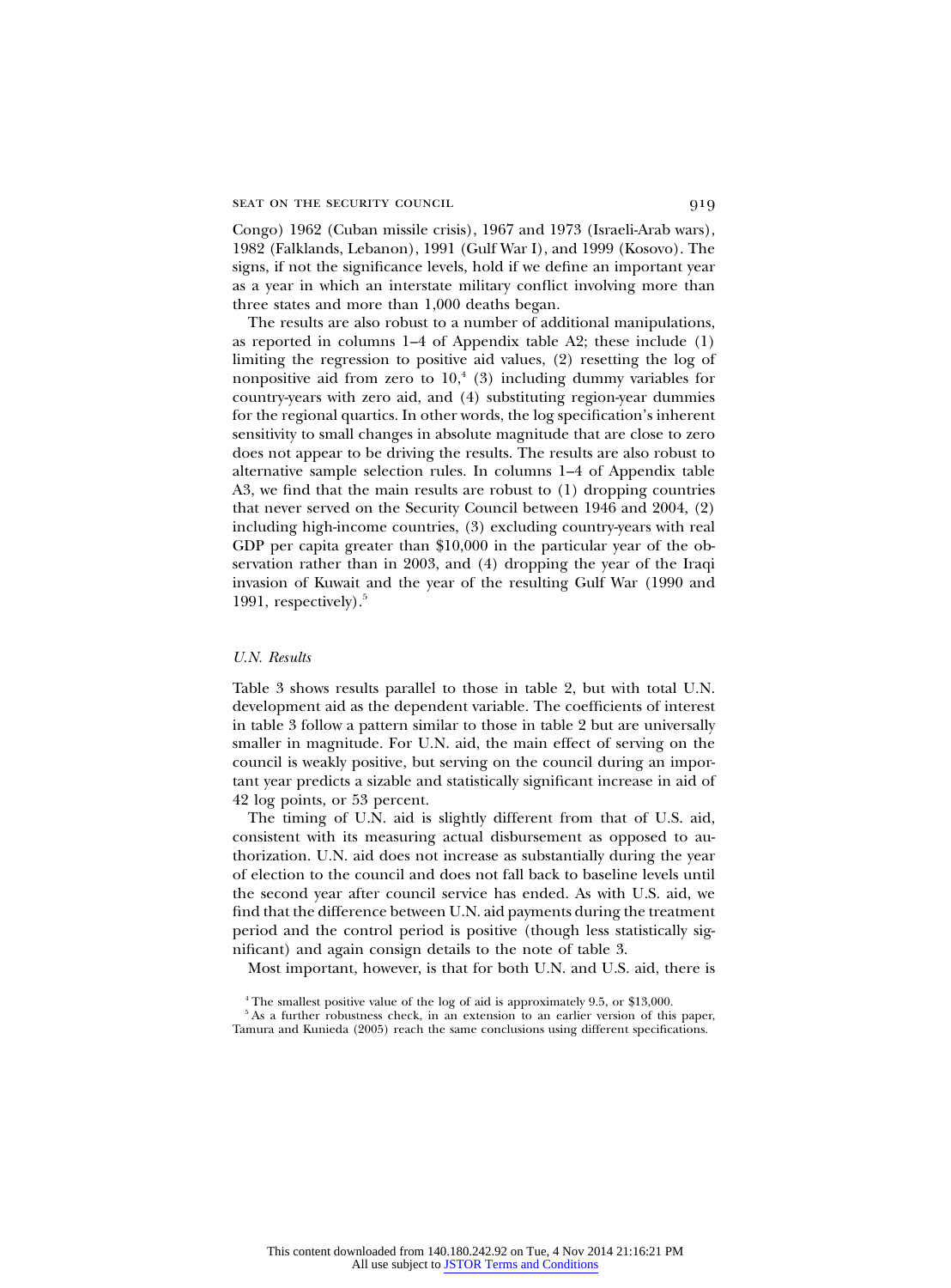Congo) 1962 (Cuban missile crisis), 1967 and 1973 (Israeli-Arab wars), 1982 (Falklands, Lebanon), 1991 (Gulf War I), and 1999 (Kosovo). The signs, if not the significance levels, hold if we define an important year as a year in which an interstate military conflict involving more than three states and more than 1,000 deaths began.

The results are also robust to a number of additional manipulations, as reported in columns 1–4 of Appendix table A2; these include (1) limiting the regression to positive aid values, (2) resetting the log of nonpositive aid from zero to 10,[4] (3) including dummy variables for country-years with zero aid, and (4) substituting region-year dummies for the regional quartics. In other words, the log specification's inherent sensitivity to small changes in absolute magnitude that are close to zero does not appear to be driving the results. The results are also robust to alternative sample selection rules. In columns 1–4 of Appendix table A3, we find that the main results are robust to (1) dropping countries that never served on the Security Council between 1946 and 2004, (2) including high-income countries, (3) excluding country-years with real GDP per capita greater than $10,000 in the particular year of the observation rather than in 2003, and (4) dropping the year of the Iraqi invasion of Kuwait and the year of the resulting Gulf War (1990 and 1991, respectively).[5]

### *U.N. Results*

Table 3 shows results parallel to those in table 2, but with total U.N. development aid as the dependent variable. The coefficients of interest in table 3 follow a pattern similar to those in table 2 but are universally smaller in magnitude. For U.N. aid, the main effect of serving on the council is weakly positive, but serving on the council during an important year predicts a sizable and statistically significant increase in aid of 42 log points, or 53 percent.

The timing of U.N. aid is slightly different from that of U.S. aid, consistent with its measuring actual disbursement as opposed to authorization. U.N. aid does not increase as substantially during the year of election to the council and does not fall back to baseline levels until the second year after council service has ended. As with U.S. aid, we find that the difference between U.N. aid payments during the treatment period and the control period is positive (though less statistically significant) and again consign details to the note of table 3.

Most important, however, is that for both U.N. and U.S. aid, there is

[4] The smallest positive value of the log of aid is approximately 9.5, or $13,000.

[5] As a further robustness check, in an extension to an earlier version of this paper, Tamura and Kunieda (2005) reach the same conclusions using different specifications.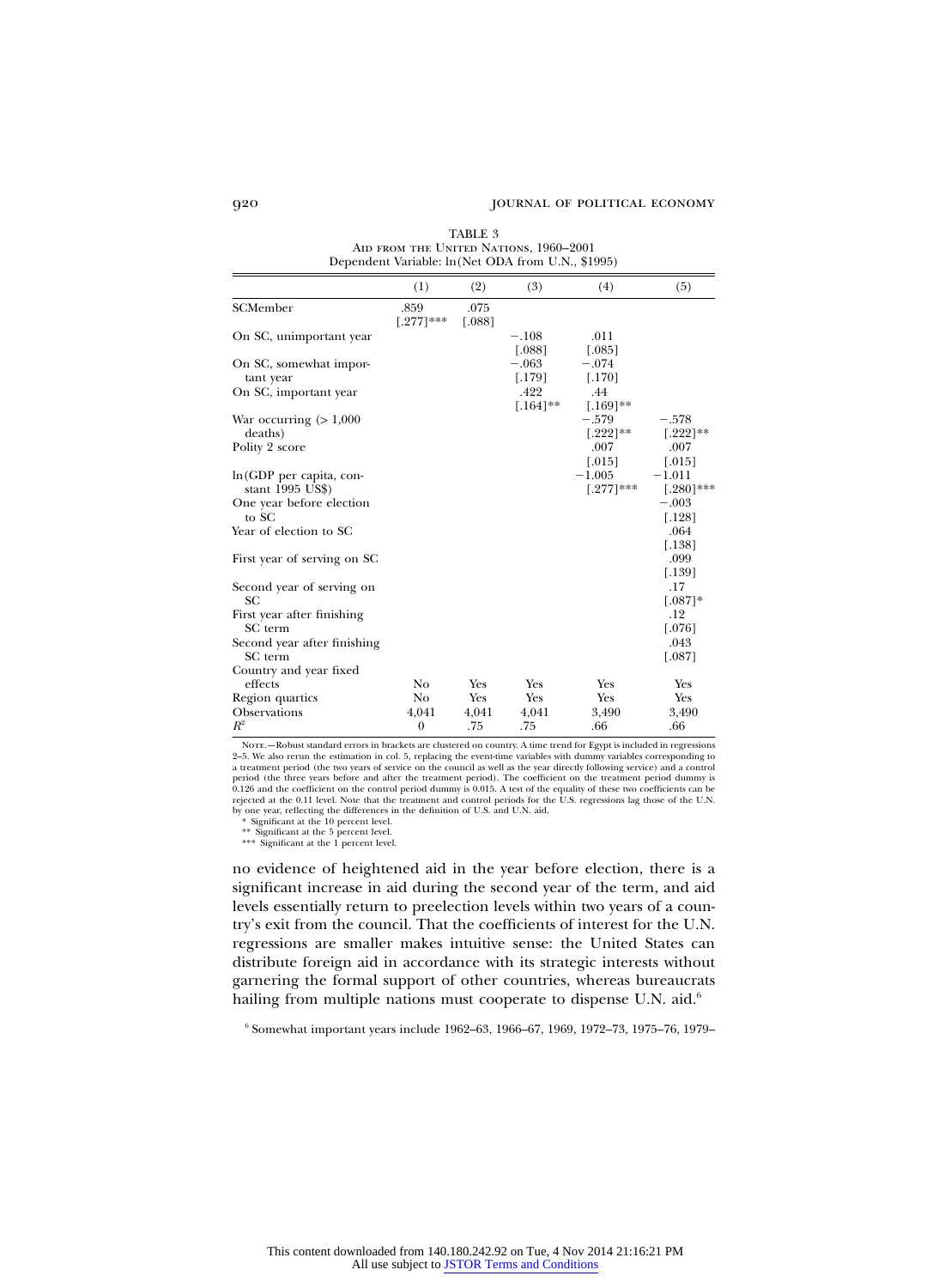TABLE 3
AID FROM THE UNITED NATIONS, 1960–2001
Dependent Variable: ln(Net ODA from U.N., $1995)

| | (1) | (2) | (3) | (4) | (5) |
|---|---|---|---|---|---|
| SCMember | .859<br>[.277]*** | .075<br>[.088] | | | |
| On SC, unimportant year | | | −.108<br>[.088] | .011<br>[.085] | |
| On SC, somewhat important year | | | −.063<br>[.179] | −.074<br>[.170] | |
| On SC, important year | | | .422<br>[.164]** | .44<br>[.169]** | |
| War occurring (> 1,000 deaths) | | | | −.579<br>[.222]** | −.578<br>[.222]** |
| Polity 2 score | | | | .007<br>[.015] | .007<br>[.015] |
| ln(GDP per capita, constant 1995 US$) | | | | −1.005<br>[.277]*** | −1.011<br>[.280]*** |
| One year before election to SC | | | | | −.003<br>[.128] |
| Year of election to SC | | | | | .064<br>[.138] |
| First year of serving on SC | | | | | .099<br>[.139] |
| Second year of serving on SC | | | | | .17<br>[.087]* |
| First year after finishing SC term | | | | | .12<br>[.076] |
| Second year after finishing SC term | | | | | .043<br>[.087] |
| Country and year fixed effects | No | Yes | Yes | Yes | Yes |
| Region quartics | No | Yes | Yes | Yes | Yes |
| Observations | 4,041 | 4,041 | 4,041 | 3,490 | 3,490 |
| $R^2$ | 0 | .75 | .75 | .66 | .66 |

NOTE.—Robust standard errors in brackets are clustered on country. A time trend for Egypt is included in regressions 2–5. We also rerun the estimation in col. 5, replacing the event-time variables with dummy variables corresponding to a treatment period (the two years of service on the council as well as the year directly following service) and a control period (the three years before and after the treatment period). The coefficient on the treatment period dummy is 0.126 and the coefficient on the control period dummy is 0.015. A test of the equality of these two coefficients can be rejected at the 0.11 level. Note that the treatment and control periods for the U.S. regressions lag those of the U.N. by one year, reflecting the differences in the definition of U.S. and U.N. aid.

\* Significant at the 10 percent level.
\*\* Significant at the 5 percent level.
\*\*\* Significant at the 1 percent level.

no evidence of heightened aid in the year before election, there is a significant increase in aid during the second year of the term, and aid levels essentially return to preelection levels within two years of a country's exit from the council. That the coefficients of interest for the U.N. regressions are smaller makes intuitive sense: the United States can distribute foreign aid in accordance with its strategic interests without garnering the formal support of other countries, whereas bureaucrats hailing from multiple nations must cooperate to dispense U.N. aid.[6]

[6] Somewhat important years include 1962–63, 1966–67, 1969, 1972–73, 1975–76, 1979–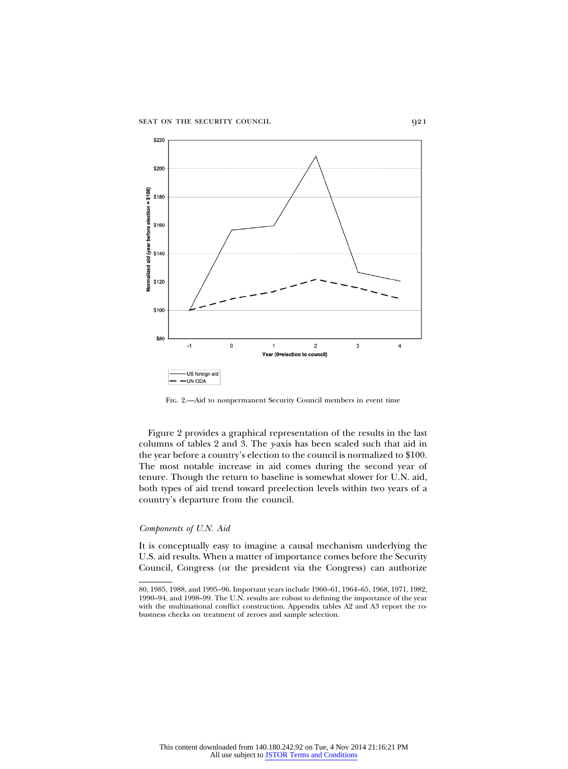$220

$200

$180

$160

$140

$120

$100

$80

Normalized aid (year before election = $100)

-1 0 1 2 3 4

Year (0=election to council)

US foreign aid

UN ODA

Fig. 2.—Aid to nonpermanent Security Council members in event time

Figure 2 provides a graphical representation of the results in the last columns of tables 2 and 3. The *y*-axis has been scaled such that aid in the year before a country's election to the council is normalized to $100. The most notable increase in aid comes during the second year of tenure. Though the return to baseline is somewhat slower for U.N. aid, both types of aid trend toward preelection levels within two years of a country's departure from the council.

### *Components of U.N. Aid*

It is conceptually easy to imagine a causal mechanism underlying the U.S. aid results. When a matter of importance comes before the Security Council, Congress (or the president via the Congress) can authorize

80, 1985, 1988, and 1995–96. Important years include 1960–61, 1964–65, 1968, 1971, 1982, 1990–94, and 1998–99. The U.N. results are robust to defining the importance of the year with the multinational conflict construction. Appendix tables A2 and A3 report the robustness checks on treatment of zeroes and sample selection.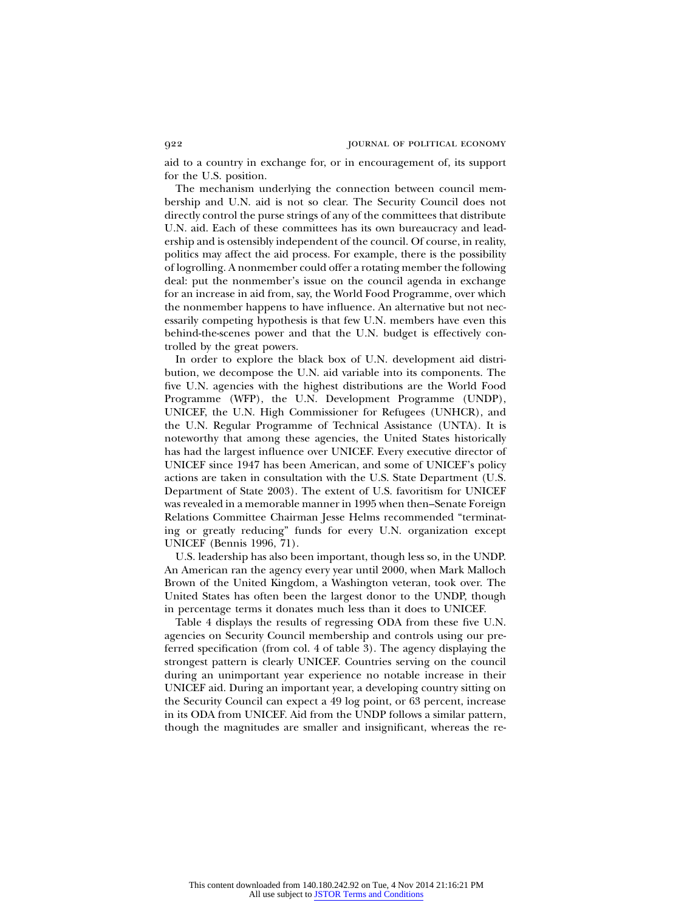aid to a country in exchange for, or in encouragement of, its support for the U.S. position.

The mechanism underlying the connection between council membership and U.N. aid is not so clear. The Security Council does not directly control the purse strings of any of the committees that distribute U.N. aid. Each of these committees has its own bureaucracy and leadership and is ostensibly independent of the council. Of course, in reality, politics may affect the aid process. For example, there is the possibility of logrolling. A nonmember could offer a rotating member the following deal: put the nonmember's issue on the council agenda in exchange for an increase in aid from, say, the World Food Programme, over which the nonmember happens to have influence. An alternative but not necessarily competing hypothesis is that few U.N. members have even this behind-the-scenes power and that the U.N. budget is effectively controlled by the great powers.

In order to explore the black box of U.N. development aid distribution, we decompose the U.N. aid variable into its components. The five U.N. agencies with the highest distributions are the World Food Programme (WFP), the U.N. Development Programme (UNDP), UNICEF, the U.N. High Commissioner for Refugees (UNHCR), and the U.N. Regular Programme of Technical Assistance (UNTA). It is noteworthy that among these agencies, the United States historically has had the largest influence over UNICEF. Every executive director of UNICEF since 1947 has been American, and some of UNICEF's policy actions are taken in consultation with the U.S. State Department (U.S. Department of State 2003). The extent of U.S. favoritism for UNICEF was revealed in a memorable manner in 1995 when then–Senate Foreign Relations Committee Chairman Jesse Helms recommended "terminating or greatly reducing" funds for every U.N. organization except UNICEF (Bennis 1996, 71).

U.S. leadership has also been important, though less so, in the UNDP. An American ran the agency every year until 2000, when Mark Malloch Brown of the United Kingdom, a Washington veteran, took over. The United States has often been the largest donor to the UNDP, though in percentage terms it donates much less than it does to UNICEF.

Table 4 displays the results of regressing ODA from these five U.N. agencies on Security Council membership and controls using our preferred specification (from col. 4 of table 3). The agency displaying the strongest pattern is clearly UNICEF. Countries serving on the council during an unimportant year experience no notable increase in their UNICEF aid. During an important year, a developing country sitting on the Security Council can expect a 49 log point, or 63 percent, increase in its ODA from UNICEF. Aid from the UNDP follows a similar pattern, though the magnitudes are smaller and insignificant, whereas the re-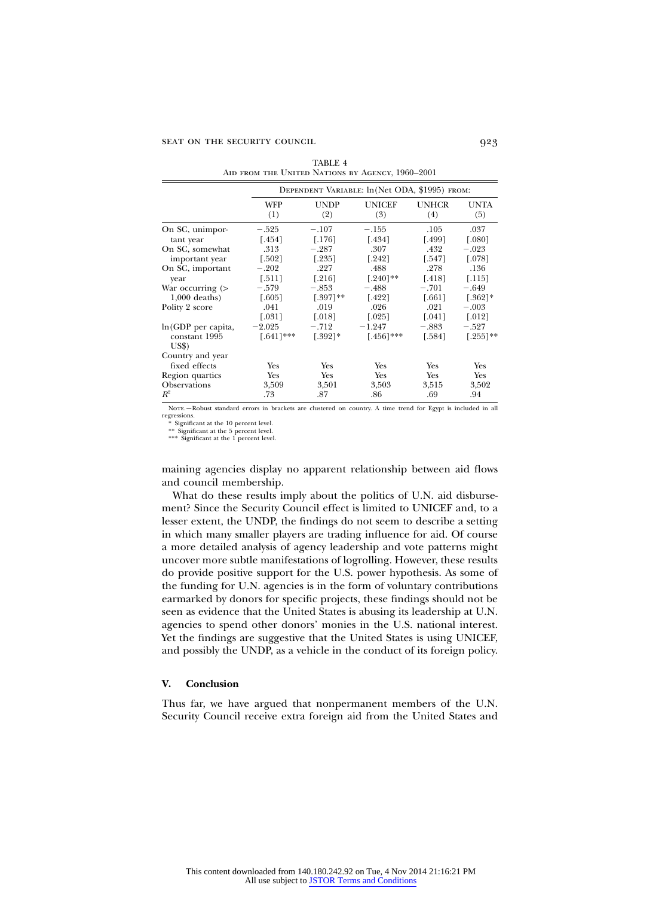TABLE 4

Aid from the United Nations by Agency, 1960–2001

| | Dependent Variable: ln(Net ODA, $1995) from: | | | | |
|---|---|---|---|---|---|
| | WFP (1) | UNDP (2) | UNICEF (3) | UNHCR (4) | UNTA (5) |
| On SC, unimportant year | −.525 | −.107 | −.155 | .105 | .037 |
| | [.454] | [.176] | [.434] | [.499] | [.080] |
| On SC, somewhat important year | .313 | −.287 | .307 | .432 | −.023 |
| | [.502] | [.235] | [.242] | [.547] | [.078] |
| On SC, important year | −.202 | .227 | .488 | .278 | .136 |
| | [.511] | [.216] | [.240]** | [.418] | [.115] |
| War occurring (> 1,000 deaths) | −.579 | −.853 | −.488 | −.701 | −.649 |
| | [.605] | [.397]** | [.422] | [.661] | [.362]* |
| Polity 2 score | .041 | .019 | .026 | .021 | −.003 |
| | [.031] | [.018] | [.025] | [.041] | [.012] |
| ln(GDP per capita, constant 1995 US$) | −2.025 | −.712 | −1.247 | −.883 | −.527 |
| | [.641]*** | [.392]* | [.456]*** | [.584] | [.255]** |
| Country and year fixed effects | Yes | Yes | Yes | Yes | Yes |
| Region quartics | Yes | Yes | Yes | Yes | Yes |
| Observations | 3,509 | 3,501 | 3,503 | 3,515 | 3,502 |
| $R^2$ | .73 | .87 | .86 | .69 | .94 |

Note.—Robust standard errors in brackets are clustered on country. A time trend for Egypt is included in all regressions.

\* Significant at the 10 percent level.

\*\* Significant at the 5 percent level.

\*\*\* Significant at the 1 percent level.

maining agencies display no apparent relationship between aid flows and council membership.

What do these results imply about the politics of U.N. aid disbursement? Since the Security Council effect is limited to UNICEF and, to a lesser extent, the UNDP, the findings do not seem to describe a setting in which many smaller players are trading influence for aid. Of course a more detailed analysis of agency leadership and vote patterns might uncover more subtle manifestations of logrolling. However, these results do provide positive support for the U.S. power hypothesis. As some of the funding for U.N. agencies is in the form of voluntary contributions earmarked by donors for specific projects, these findings should not be seen as evidence that the United States is abusing its leadership at U.N. agencies to spend other donors' monies in the U.S. national interest. Yet the findings are suggestive that the United States is using UNICEF, and possibly the UNDP, as a vehicle in the conduct of its foreign policy.

## V. Conclusion

Thus far, we have argued that nonpermanent members of the U.N. Security Council receive extra foreign aid from the United States and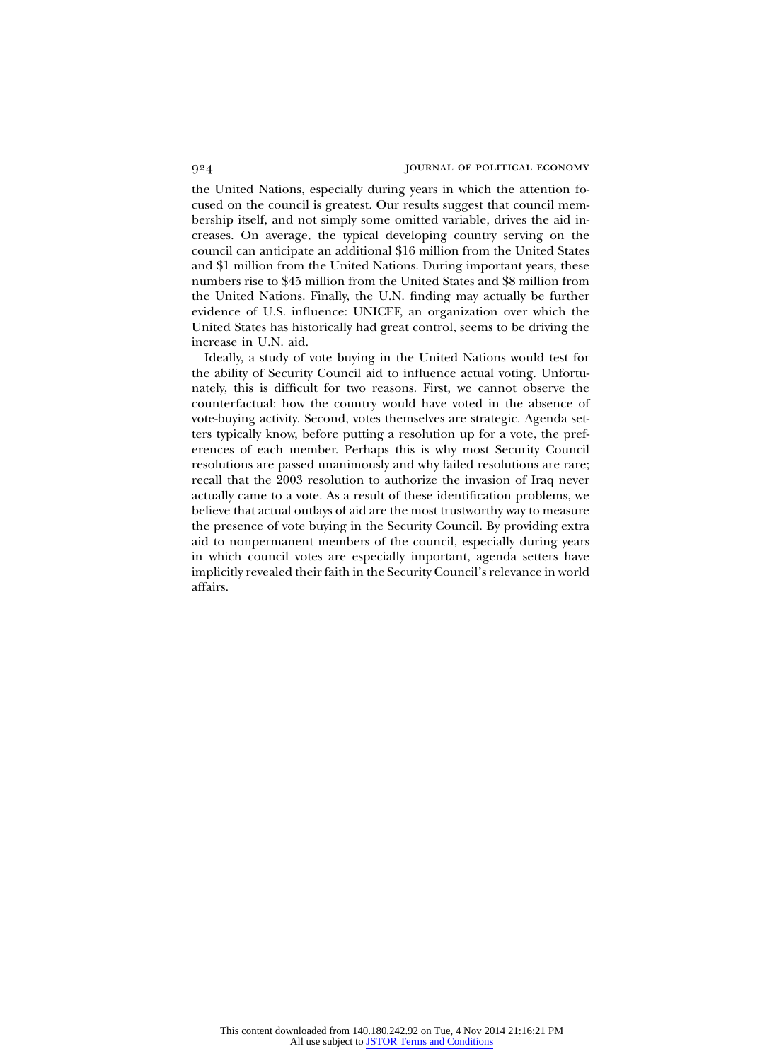the United Nations, especially during years in which the attention focused on the council is greatest. Our results suggest that council membership itself, and not simply some omitted variable, drives the aid increases. On average, the typical developing country serving on the council can anticipate an additional $16 million from the United States and $1 million from the United Nations. During important years, these numbers rise to $45 million from the United States and $8 million from the United Nations. Finally, the U.N. finding may actually be further evidence of U.S. influence: UNICEF, an organization over which the United States has historically had great control, seems to be driving the increase in U.N. aid.

Ideally, a study of vote buying in the United Nations would test for the ability of Security Council aid to influence actual voting. Unfortunately, this is difficult for two reasons. First, we cannot observe the counterfactual: how the country would have voted in the absence of vote-buying activity. Second, votes themselves are strategic. Agenda setters typically know, before putting a resolution up for a vote, the preferences of each member. Perhaps this is why most Security Council resolutions are passed unanimously and why failed resolutions are rare; recall that the 2003 resolution to authorize the invasion of Iraq never actually came to a vote. As a result of these identification problems, we believe that actual outlays of aid are the most trustworthy way to measure the presence of vote buying in the Security Council. By providing extra aid to nonpermanent members of the council, especially during years in which council votes are especially important, agenda setters have implicitly revealed their faith in the Security Council's relevance in world affairs.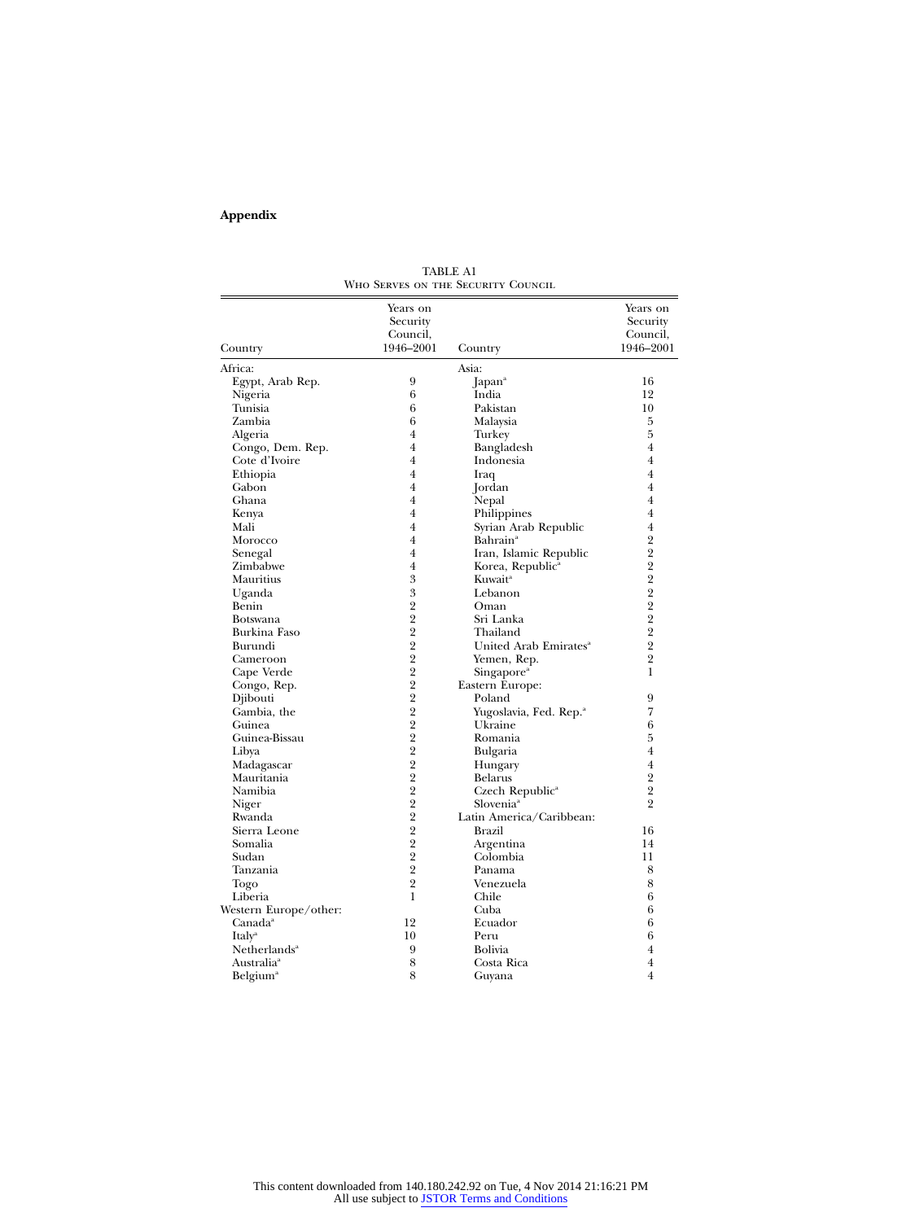## Appendix

TABLE A1
WHO SERVES ON THE SECURITY COUNCIL

| Country | Years on Security Council, 1946–2001 | Country | Years on Security Council, 1946–2001 |
|---|---|---|---|
| Africa: | | Asia: | |
| Egypt, Arab Rep. | 9 | Japan[a] | 16 |
| Nigeria | 6 | India | 12 |
| Tunisia | 6 | Pakistan | 10 |
| Zambia | 6 | Malaysia | 5 |
| Algeria | 4 | Turkey | 5 |
| Congo, Dem. Rep. | 4 | Bangladesh | 4 |
| Cote d'Ivoire | 4 | Indonesia | 4 |
| Ethiopia | 4 | Iraq | 4 |
| Gabon | 4 | Jordan | 4 |
| Ghana | 4 | Nepal | 4 |
| Kenya | 4 | Philippines | 4 |
| Mali | 4 | Syrian Arab Republic | 4 |
| Morocco | 4 | Bahrain[a] | 2 |
| Senegal | 4 | Iran, Islamic Republic | 2 |
| Zimbabwe | 4 | Korea, Republic[a] | 2 |
| Mauritius | 3 | Kuwait[a] | 2 |
| Uganda | 3 | Lebanon | 2 |
| Benin | 2 | Oman | 2 |
| Botswana | 2 | Sri Lanka | 2 |
| Burkina Faso | 2 | Thailand | 2 |
| Burundi | 2 | United Arab Emirates[a] | 2 |
| Cameroon | 2 | Yemen, Rep. | 2 |
| Cape Verde | 2 | Singapore[a] | 1 |
| Congo, Rep. | 2 | Eastern Europe: | |
| Djibouti | 2 | Poland | 9 |
| Gambia, the | 2 | Yugoslavia, Fed. Rep.[a] | 7 |
| Guinea | 2 | Ukraine | 6 |
| Guinea-Bissau | 2 | Romania | 5 |
| Libya | 2 | Bulgaria | 4 |
| Madagascar | 2 | Hungary | 4 |
| Mauritania | 2 | Belarus | 2 |
| Namibia | 2 | Czech Republic[a] | 2 |
| Niger | 2 | Slovenia[a] | 2 |
| Rwanda | 2 | Latin America/Caribbean: | |
| Sierra Leone | 2 | Brazil | 16 |
| Somalia | 2 | Argentina | 14 |
| Sudan | 2 | Colombia | 11 |
| Tanzania | 2 | Panama | 8 |
| Togo | 2 | Venezuela | 8 |
| Liberia | 1 | Chile | 6 |
| Western Europe/other: | | Cuba | 6 |
| Canada[a] | 12 | Ecuador | 6 |
| Italy[a] | 10 | Peru | 6 |
| Netherlands[a] | 9 | Bolivia | 4 |
| Australia[a] | 8 | Costa Rica | 4 |
| Belgium[a] | 8 | Guyana | 4 |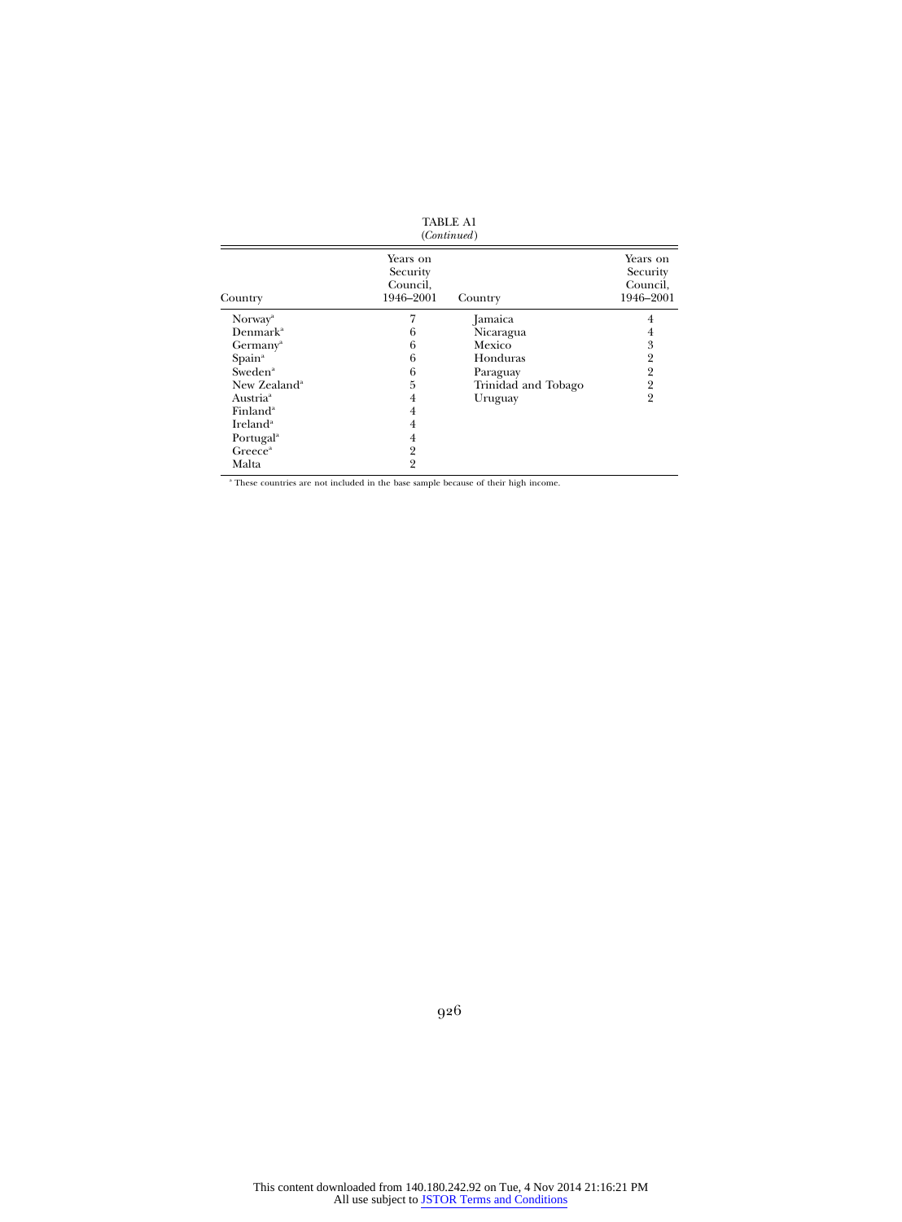TABLE A1
(*Continued*)

| Country | Years on Security Council, 1946–2001 | Country | Years on Security Council, 1946–2001 |
|---|---|---|---|
| Norway[a] | 7 | Jamaica | 4 |
| Denmark[a] | 6 | Nicaragua | 4 |
| Germany[a] | 6 | Mexico | 3 |
| Spain[a] | 6 | Honduras | 2 |
| Sweden[a] | 6 | Paraguay | 2 |
| New Zealand[a] | 5 | Trinidad and Tobago | 2 |
| Austria[a] | 4 | Uruguay | 2 |
| Finland[a] | 4 | | |
| Ireland[a] | 4 | | |
| Portugal[a] | 4 | | |
| Greece[a] | 2 | | |
| Malta | 2 | | |

[a] These countries are not included in the base sample because of their high income.

This content downloaded from 140.180.242.92 on Tue, 4 Nov 2014 21:16:21 PM
All use subject to JSTOR Terms and Conditions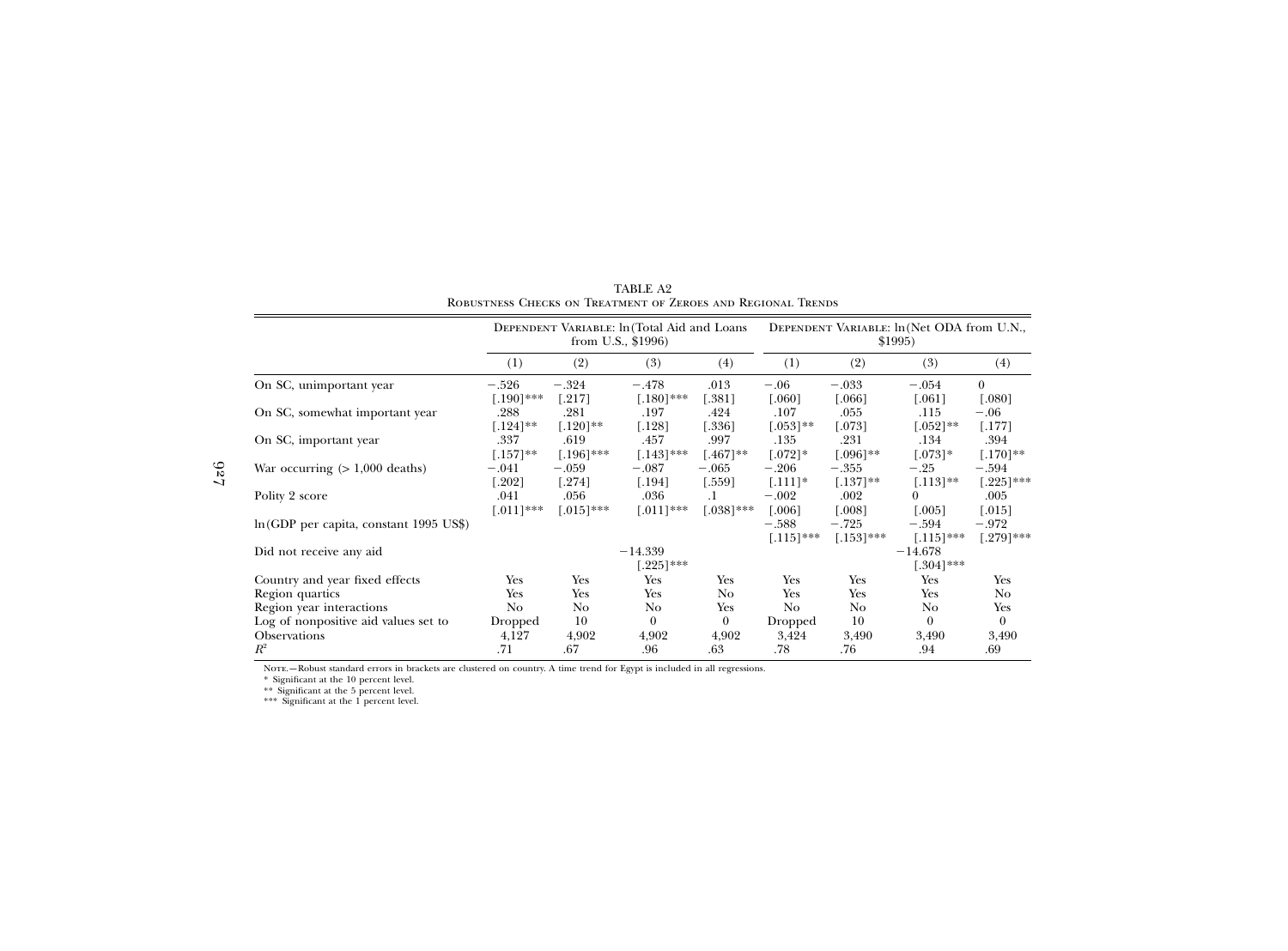TABLE A2

Robustness Checks on Treatment of Zeroes and Regional Trends

| | Dependent Variable: ln(Total Aid and Loans from U.S., \$1996) | | | | Dependent Variable: ln(Net ODA from U.N., \$1995) | | | |
|---|---|---|---|---|---|---|---|---|
| | (1) | (2) | (3) | (4) | (1) | (2) | (3) | (4) |
| On SC, unimportant year | −.526 | −.324 | −.478 | .013 | −.06 | −.033 | −.054 | 0 |
| | [.190]*** | [.217] | [.180]*** | [.381] | [.060] | [.066] | [.061] | [.080] |
| On SC, somewhat important year | .288 | .281 | .197 | .424 | .107 | .055 | .115 | −.06 |
| | [.124]** | [.120]** | [.128] | [.336] | [.053]** | [.073] | [.052]** | [.177] |
| On SC, important year | .337 | .619 | .457 | .997 | .135 | .231 | .134 | .394 |
| | [.157]** | [.196]*** | [.143]*** | [.467]** | [.072]* | [.096]** | [.073]* | [.170]** |
| War occurring (> 1,000 deaths) | −.041 | −.059 | −.087 | −.065 | −.206 | −.355 | −.25 | −.594 |
| | [.202] | [.274] | [.194] | [.559] | [.111]* | [.137]** | [.113]** | [.225]*** |
| Polity 2 score | .041 | .056 | .036 | .1 | −.002 | .002 | 0 | .005 |
| | [.011]*** | [.015]*** | [.011]*** | [.038]*** | [.006] | [.008] | [.005] | [.015] |
| ln(GDP per capita, constant 1995 US\$) | | | | | −.588 | −.725 | −.594 | −.972 |
| | | | | | [.115]*** | [.153]*** | [.115]*** | [.279]*** |
| Did not receive any aid | | | −14.339 | | | | −14.678 | |
| | | | [.225]*** | | | | [.304]*** | |
| Country and year fixed effects | Yes | Yes | Yes | Yes | Yes | Yes | Yes | Yes |
| Region quartics | Yes | Yes | Yes | No | Yes | Yes | Yes | No |
| Region year interactions | No | No | No | Yes | No | No | No | Yes |
| Log of nonpositive aid values set to | Dropped | 10 | 0 | 0 | Dropped | 10 | 0 | 0 |
| Observations | 4,127 | 4,902 | 4,902 | 4,902 | 3,424 | 3,490 | 3,490 | 3,490 |
| $R^2$ | .71 | .67 | .96 | .63 | .78 | .76 | .94 | .69 |

Note.—Robust standard errors in brackets are clustered on country. A time trend for Egypt is included in all regressions.

\* Significant at the 10 percent level.

\*\* Significant at the 5 percent level.

\*\*\* Significant at the 1 percent level.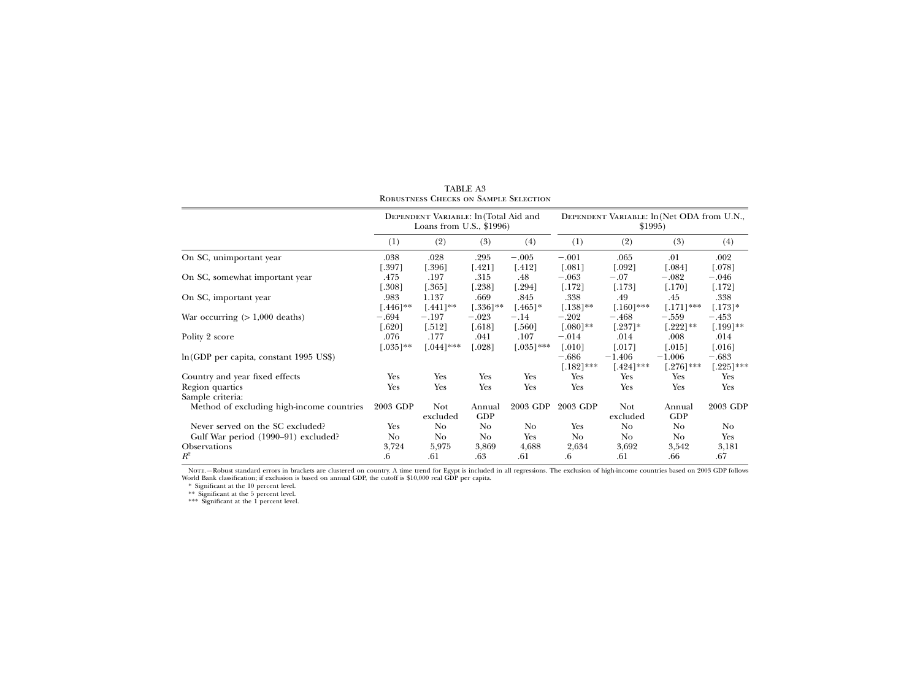TABLE A3
ROBUSTNESS CHECKS ON SAMPLE SELECTION

| | Dependent Variable: ln(Total Aid and Loans from U.S., $1996) | | | | Dependent Variable: ln(Net ODA from U.N., $1995) | | | |
|---|---|---|---|---|---|---|---|---|
| | (1) | (2) | (3) | (4) | (1) | (2) | (3) | (4) |
| On SC, unimportant year | .038 | .028 | .295 | −.005 | −.001 | .065 | .01 | .002 |
| | [.397] | [.396] | [.421] | [.412] | [.081] | [.092] | [.084] | [.078] |
| On SC, somewhat important year | .475 | .197 | .315 | .48 | −.063 | −.07 | −.082 | −.046 |
| | [.308] | [.365] | [.238] | [.294] | [.172] | [.173] | [.170] | [.172] |
| On SC, important year | .983 | 1.137 | .669 | .845 | .338 | .49 | .45 | .338 |
| | [.446]** | [.441]** | [.336]** | [.465]* | [.138]** | [.160]*** | [.171]*** | [.173]* |
| War occurring (> 1,000 deaths) | −.694 | −.197 | −.023 | −.14 | −.202 | −.468 | −.559 | −.453 |
| | [.620] | [.512] | [.618] | [.560] | [.080]** | [.237]* | [.222]** | [.199]** |
| Polity 2 score | .076 | .177 | .041 | .107 | −.014 | .014 | .008 | .014 |
| | [.035]** | [.044]*** | [.028] | [.035]*** | [.010] | [.017] | [.015] | [.016] |
| ln(GDP per capita, constant 1995 US$) | | | | | −.686 | −1.406 | −1.006 | −.683 |
| | | | | | [.182]*** | [.424]*** | [.276]*** | [.225]*** |
| Country and year fixed effects | Yes | Yes | Yes | Yes | Yes | Yes | Yes | Yes |
| Region quartics | Yes | Yes | Yes | Yes | Yes | Yes | Yes | Yes |
| Sample criteria: | | | | | | | | |
| Method of excluding high-income countries | 2003 GDP | Not excluded | Annual GDP | 2003 GDP | 2003 GDP | Not excluded | Annual GDP | 2003 GDP |
| Never served on the SC excluded? | Yes | No | No | No | Yes | No | No | No |
| Gulf War period (1990–91) excluded? | No | No | No | Yes | No | No | No | Yes |
| Observations | 3,724 | 5,975 | 3,869 | 4,688 | 2,634 | 3,692 | 3,542 | 3,181 |
| $R^2$ | .6 | .61 | .63 | .61 | .6 | .61 | .66 | .67 |

Note.—Robust standard errors in brackets are clustered on country. A time trend for Egypt is included in all regressions. The exclusion of high-income countries based on 2003 GDP follows World Bank classification; if exclusion is based on annual GDP, the cutoff is $10,000 real GDP per capita.

\* Significant at the 10 percent level.

\** Significant at the 5 percent level.

\*** Significant at the 1 percent level.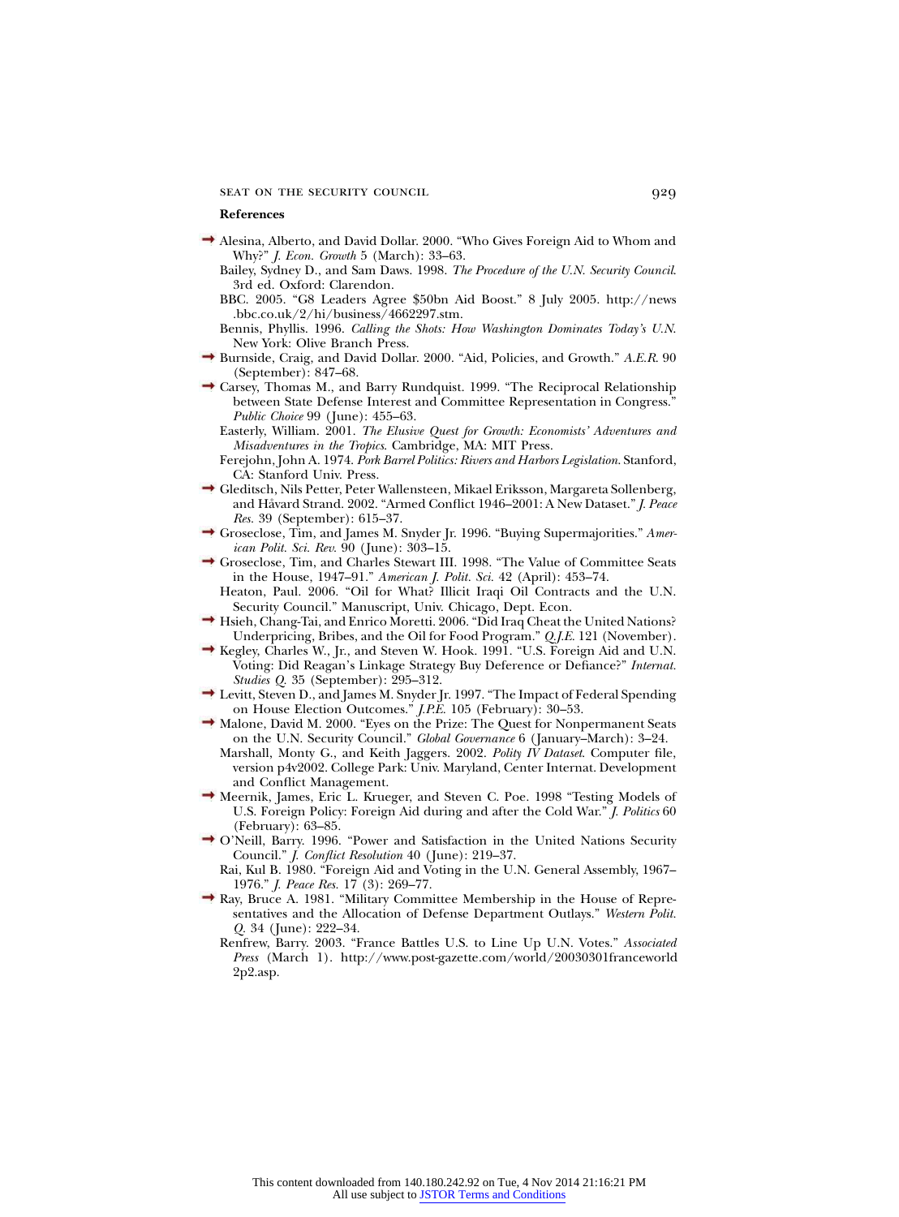### References

Alesina, Alberto, and David Dollar. 2000. "Who Gives Foreign Aid to Whom and Why?" *J. Econ. Growth* 5 (March): 33–63.

Bailey, Sydney D., and Sam Daws. 1998. *The Procedure of the U.N. Security Council*. 3rd ed. Oxford: Clarendon.

BBC. 2005. "G8 Leaders Agree $50bn Aid Boost." 8 July 2005. http://news.bbc.co.uk/2/hi/business/4662297.stm.

Bennis, Phyllis. 1996. *Calling the Shots: How Washington Dominates Today's U.N.* New York: Olive Branch Press.

Burnside, Craig, and David Dollar. 2000. "Aid, Policies, and Growth." *A.E.R.* 90 (September): 847–68.

Carsey, Thomas M., and Barry Rundquist. 1999. "The Reciprocal Relationship between State Defense Interest and Committee Representation in Congress." *Public Choice* 99 (June): 455–63.

Easterly, William. 2001. *The Elusive Quest for Growth: Economists' Adventures and Misadventures in the Tropics*. Cambridge, MA: MIT Press.

Ferejohn, John A. 1974. *Pork Barrel Politics: Rivers and Harbors Legislation*. Stanford, CA: Stanford Univ. Press.

Gleditsch, Nils Petter, Peter Wallensteen, Mikael Eriksson, Margareta Sollenberg, and Håvard Strand. 2002. "Armed Conflict 1946–2001: A New Dataset." *J. Peace Res.* 39 (September): 615–37.

Groseclose, Tim, and James M. Snyder Jr. 1996. "Buying Supermajorities." *American Polit. Sci. Rev.* 90 (June): 303–15.

Groseclose, Tim, and Charles Stewart III. 1998. "The Value of Committee Seats in the House, 1947–91." *American J. Polit. Sci.* 42 (April): 453–74.

Heaton, Paul. 2006. "Oil for What? Illicit Iraqi Oil Contracts and the U.N. Security Council." Manuscript, Univ. Chicago, Dept. Econ.

Hsieh, Chang-Tai, and Enrico Moretti. 2006. "Did Iraq Cheat the United Nations? Underpricing, Bribes, and the Oil for Food Program." *Q.J.E.* 121 (November).

Kegley, Charles W., Jr., and Steven W. Hook. 1991. "U.S. Foreign Aid and U.N. Voting: Did Reagan's Linkage Strategy Buy Deference or Defiance?" *Internat. Studies Q.* 35 (September): 295–312.

Levitt, Steven D., and James M. Snyder Jr. 1997. "The Impact of Federal Spending on House Election Outcomes." *J.P.E.* 105 (February): 30–53.

Malone, David M. 2000. "Eyes on the Prize: The Quest for Nonpermanent Seats on the U.N. Security Council." *Global Governance* 6 (January–March): 3–24.

Marshall, Monty G., and Keith Jaggers. 2002. *Polity IV Dataset*. Computer file, version p4v2002. College Park: Univ. Maryland, Center Internat. Development and Conflict Management.

Meernik, James, Eric L. Krueger, and Steven C. Poe. 1998 "Testing Models of U.S. Foreign Policy: Foreign Aid during and after the Cold War." *J. Politics* 60 (February): 63–85.

O'Neill, Barry. 1996. "Power and Satisfaction in the United Nations Security Council." *J. Conflict Resolution* 40 (June): 219–37.

Rai, Kul B. 1980. "Foreign Aid and Voting in the U.N. General Assembly, 1967–1976." *J. Peace Res.* 17 (3): 269–77.

Ray, Bruce A. 1981. "Military Committee Membership in the House of Representatives and the Allocation of Defense Department Outlays." *Western Polit. Q.* 34 (June): 222–34.

Renfrew, Barry. 2003. "France Battles U.S. to Line Up U.N. Votes." *Associated Press* (March 1). http://www.post-gazette.com/world/20030301franceworld2p2.asp.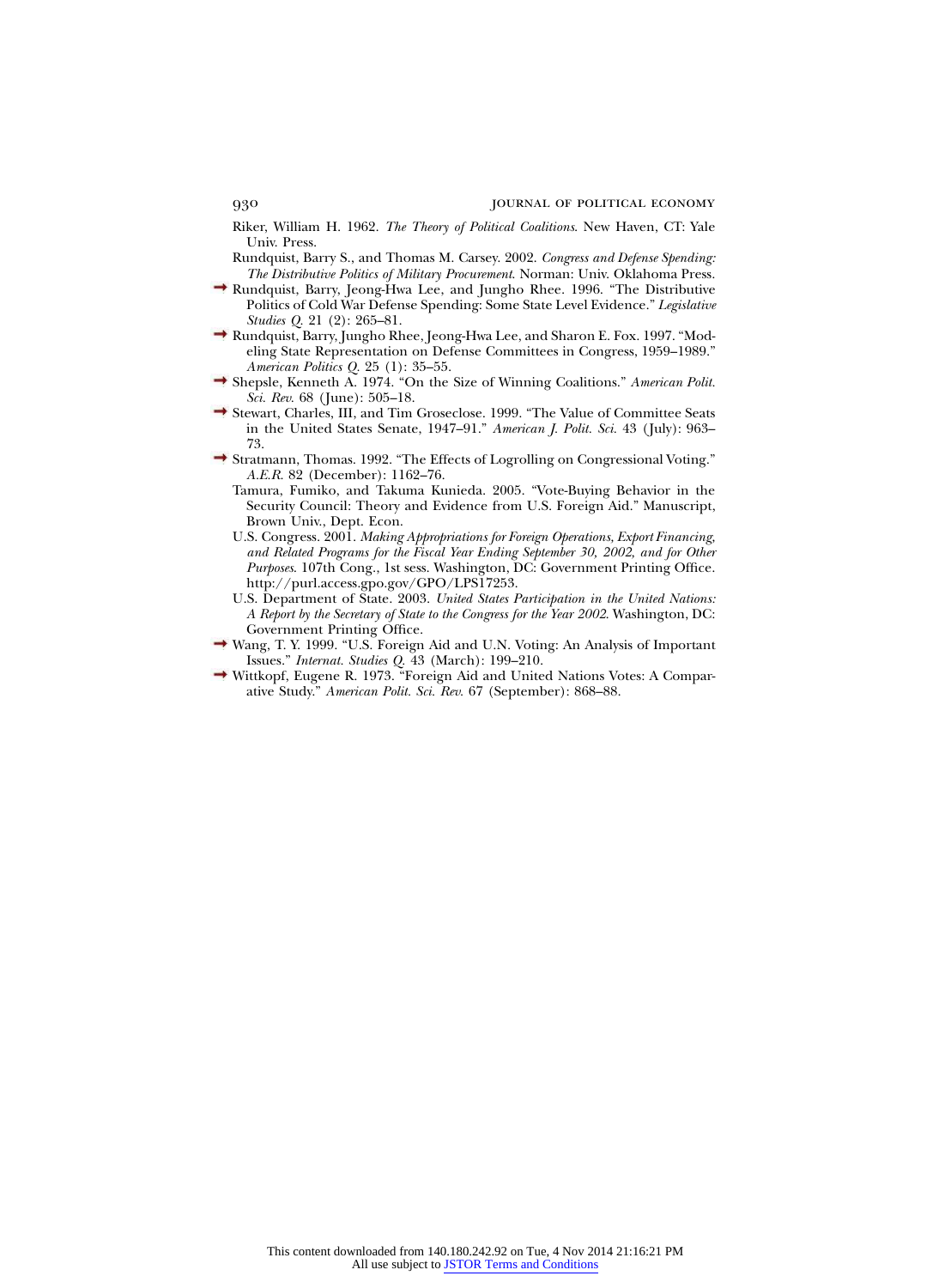Riker, William H. 1962. *The Theory of Political Coalitions*. New Haven, CT: Yale Univ. Press.

Rundquist, Barry S., and Thomas M. Carsey. 2002. *Congress and Defense Spending: The Distributive Politics of Military Procurement*. Norman: Univ. Oklahoma Press.

Rundquist, Barry, Jeong-Hwa Lee, and Jungho Rhee. 1996. "The Distributive Politics of Cold War Defense Spending: Some State Level Evidence." *Legislative Studies Q.* 21 (2): 265–81.

Rundquist, Barry, Jungho Rhee, Jeong-Hwa Lee, and Sharon E. Fox. 1997. "Modeling State Representation on Defense Committees in Congress, 1959–1989." *American Politics Q.* 25 (1): 35–55.

Shepsle, Kenneth A. 1974. "On the Size of Winning Coalitions." *American Polit. Sci. Rev.* 68 (June): 505–18.

Stewart, Charles, III, and Tim Groseclose. 1999. "The Value of Committee Seats in the United States Senate, 1947–91." *American J. Polit. Sci.* 43 (July): 963–73.

Stratmann, Thomas. 1992. "The Effects of Logrolling on Congressional Voting." *A.E.R.* 82 (December): 1162–76.

Tamura, Fumiko, and Takuma Kunieda. 2005. "Vote-Buying Behavior in the Security Council: Theory and Evidence from U.S. Foreign Aid." Manuscript, Brown Univ., Dept. Econ.

U.S. Congress. 2001. *Making Appropriations for Foreign Operations, Export Financing, and Related Programs for the Fiscal Year Ending September 30, 2002, and for Other Purposes*. 107th Cong., 1st sess. Washington, DC: Government Printing Office. http://purl.access.gpo.gov/GPO/LPS17253.

U.S. Department of State. 2003. *United States Participation in the United Nations: A Report by the Secretary of State to the Congress for the Year 2002*. Washington, DC: Government Printing Office.

Wang, T. Y. 1999. "U.S. Foreign Aid and U.N. Voting: An Analysis of Important Issues." *Internat. Studies Q.* 43 (March): 199–210.

Wittkopf, Eugene R. 1973. "Foreign Aid and United Nations Votes: A Comparative Study." *American Polit. Sci. Rev.* 67 (September): 868–88.